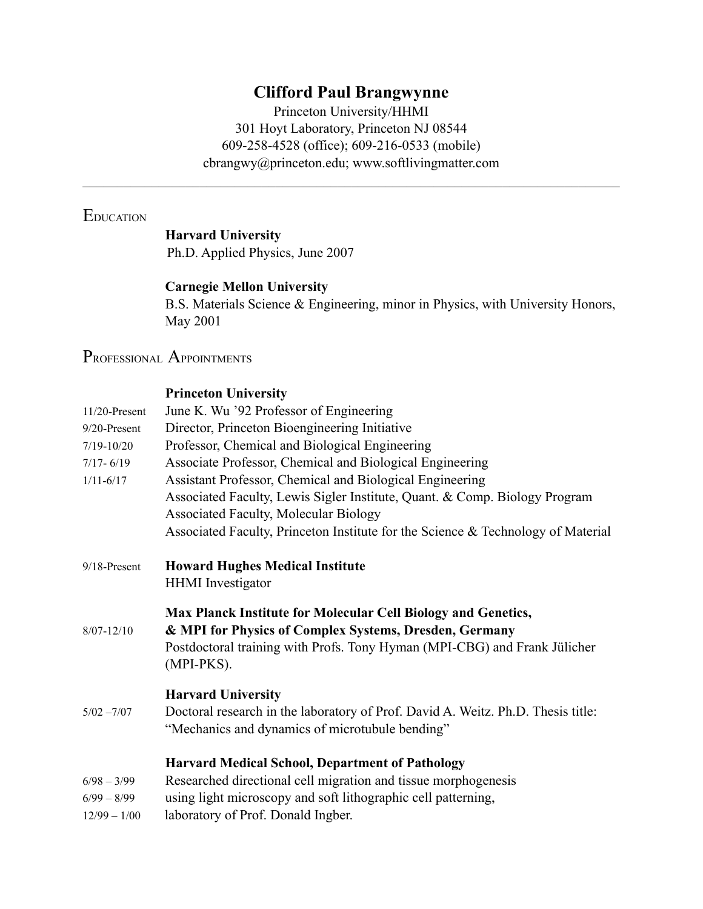# Clifford Paul Brangwynne

Princeton University/HHMI
301 Hoyt Laboratory, Princeton NJ 08544
609-258-4528 (office); 609-216-0533 (mobile)
cbrangwy@princeton.edu; www.softlivingmatter.com

---

## Education

**Harvard University**
Ph.D. Applied Physics, June 2007

**Carnegie Mellon University**
B.S. Materials Science & Engineering, minor in Physics, with University Honors, May 2001

## Professional Appointments

**Princeton University**

11/20-Present June K. Wu '92 Professor of Engineering
9/20-Present Director, Princeton Bioengineering Initiative
7/19-10/20 Professor, Chemical and Biological Engineering
7/17- 6/19 Associate Professor, Chemical and Biological Engineering
1/11-6/17 Assistant Professor, Chemical and Biological Engineering
Associated Faculty, Lewis Sigler Institute, Quant. & Comp. Biology Program
Associated Faculty, Molecular Biology
Associated Faculty, Princeton Institute for the Science & Technology of Material

9/18-Present **Howard Hughes Medical Institute**
HHMI Investigator

**Max Planck Institute for Molecular Cell Biology and Genetics,**
8/07-12/10 **& MPI for Physics of Complex Systems, Dresden, Germany**
Postdoctoral training with Profs. Tony Hyman (MPI-CBG) and Frank Jülicher (MPI-PKS).

**Harvard University**
5/02 –7/07 Doctoral research in the laboratory of Prof. David A. Weitz. Ph.D. Thesis title: "Mechanics and dynamics of microtubule bending"

**Harvard Medical School, Department of Pathology**
6/98 – 3/99 Researched directional cell migration and tissue morphogenesis
6/99 – 8/99 using light microscopy and soft lithographic cell patterning,
12/99 – 1/00 laboratory of Prof. Donald Ingber.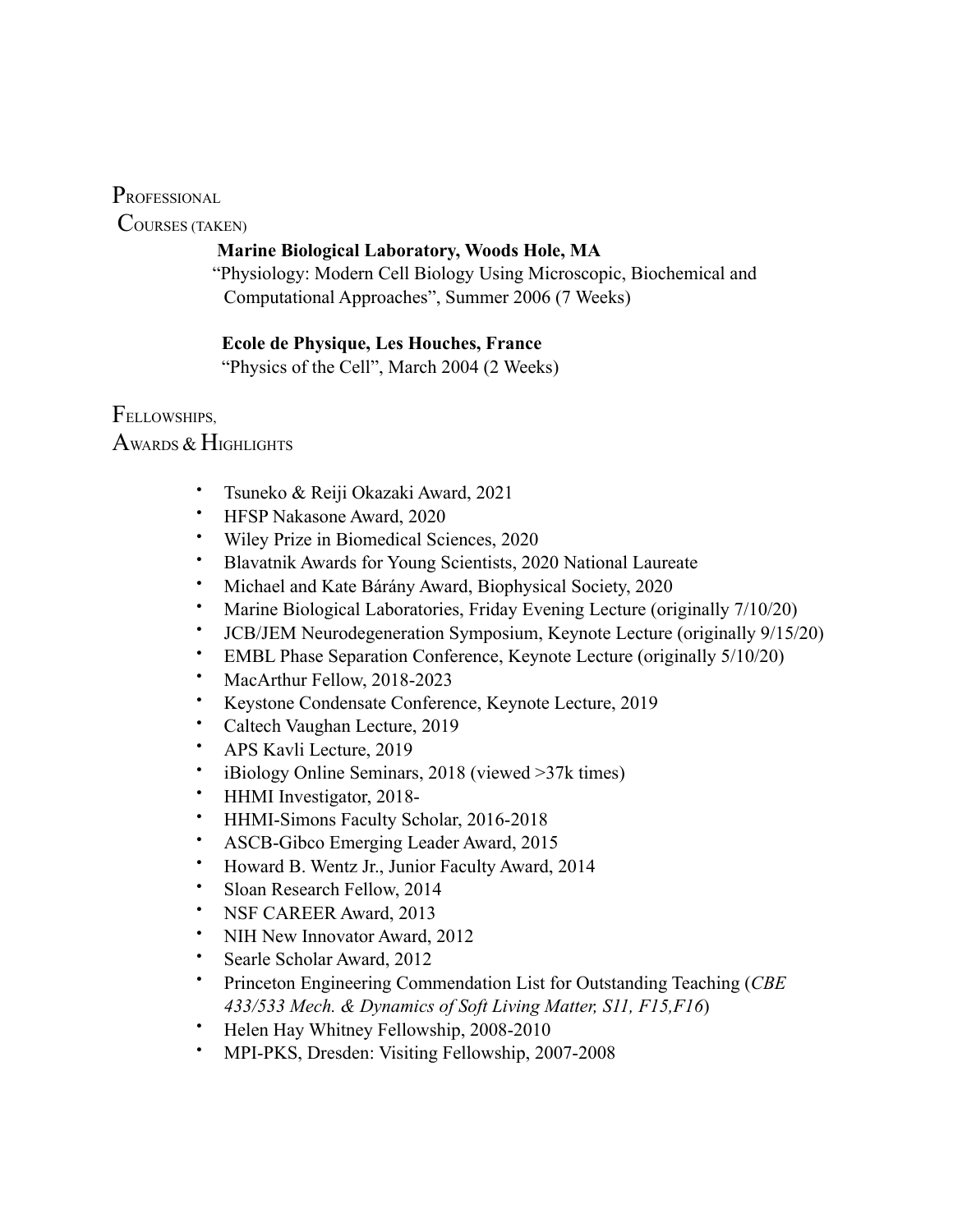## Professional Courses (taken)

**Marine Biological Laboratory, Woods Hole, MA**
"Physiology: Modern Cell Biology Using Microscopic, Biochemical and Computational Approaches", Summer 2006 (7 Weeks)

**Ecole de Physique, Les Houches, France**
"Physics of the Cell", March 2004 (2 Weeks)

## Fellowships, Awards & Highlights

- Tsuneko & Reiji Okazaki Award, 2021
- HFSP Nakasone Award, 2020
- Wiley Prize in Biomedical Sciences, 2020
- Blavatnik Awards for Young Scientists, 2020 National Laureate
- Michael and Kate Bárány Award, Biophysical Society, 2020
- Marine Biological Laboratories, Friday Evening Lecture (originally 7/10/20)
- JCB/JEM Neurodegeneration Symposium, Keynote Lecture (originally 9/15/20)
- EMBL Phase Separation Conference, Keynote Lecture (originally 5/10/20)
- MacArthur Fellow, 2018-2023
- Keystone Condensate Conference, Keynote Lecture, 2019
- Caltech Vaughan Lecture, 2019
- APS Kavli Lecture, 2019
- iBiology Online Seminars, 2018 (viewed >37k times)
- HHMI Investigator, 2018-
- HHMI-Simons Faculty Scholar, 2016-2018
- ASCB-Gibco Emerging Leader Award, 2015
- Howard B. Wentz Jr., Junior Faculty Award, 2014
- Sloan Research Fellow, 2014
- NSF CAREER Award, 2013
- NIH New Innovator Award, 2012
- Searle Scholar Award, 2012
- Princeton Engineering Commendation List for Outstanding Teaching (*CBE 433/533 Mech. & Dynamics of Soft Living Matter, S11, F15,F16*)
- Helen Hay Whitney Fellowship, 2008-2010
- MPI-PKS, Dresden: Visiting Fellowship, 2007-2008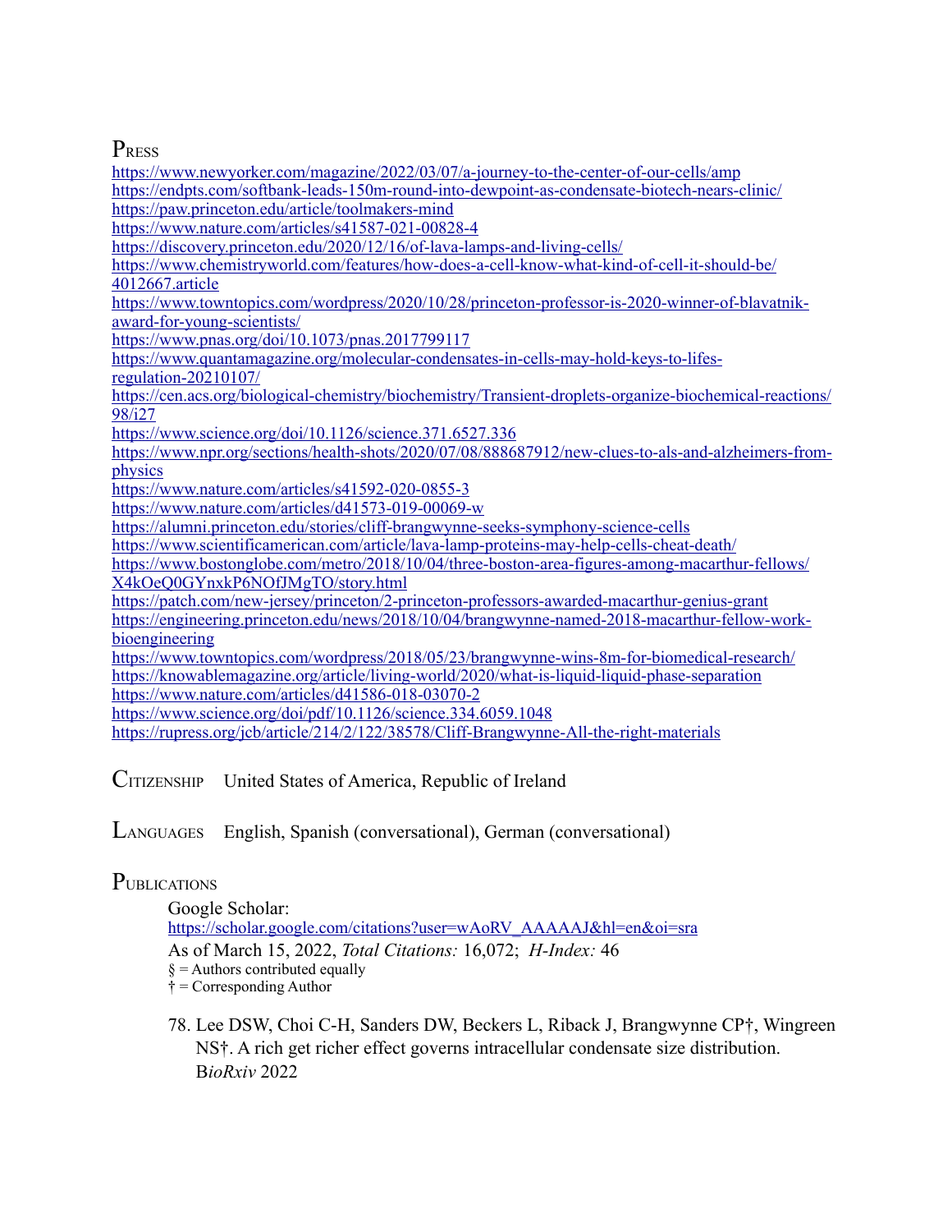## Press

https://www.newyorker.com/magazine/2022/03/07/a-journey-to-the-center-of-our-cells/amp
https://endpts.com/softbank-leads-150m-round-into-dewpoint-as-condensate-biotech-nears-clinic/
https://paw.princeton.edu/article/toolmakers-mind
https://www.nature.com/articles/s41587-021-00828-4
https://discovery.princeton.edu/2020/12/16/of-lava-lamps-and-living-cells/
https://www.chemistryworld.com/features/how-does-a-cell-know-what-kind-of-cell-it-should-be/4012667.article
https://www.towntopics.com/wordpress/2020/10/28/princeton-professor-is-2020-winner-of-blavatnik-award-for-young-scientists/
https://www.pnas.org/doi/10.1073/pnas.2017799117
https://www.quantamagazine.org/molecular-condensates-in-cells-may-hold-keys-to-lifes-regulation-20210107/
https://cen.acs.org/biological-chemistry/biochemistry/Transient-droplets-organize-biochemical-reactions/98/i27
https://www.science.org/doi/10.1126/science.371.6527.336
https://www.npr.org/sections/health-shots/2020/07/08/888687912/new-clues-to-als-and-alzheimers-from-physics
https://www.nature.com/articles/s41592-020-0855-3
https://www.nature.com/articles/d41573-019-00069-w
https://alumni.princeton.edu/stories/cliff-brangwynne-seeks-symphony-science-cells
https://www.scientificamerican.com/article/lava-lamp-proteins-may-help-cells-cheat-death/
https://www.bostonglobe.com/metro/2018/10/04/three-boston-area-figures-among-macarthur-fellows/X4kOeQ0GYnxkP6NOfJMgTO/story.html
https://patch.com/new-jersey/princeton/2-princeton-professors-awarded-macarthur-genius-grant
https://engineering.princeton.edu/news/2018/10/04/brangwynne-named-2018-macarthur-fellow-work-bioengineering
https://www.towntopics.com/wordpress/2018/05/23/brangwynne-wins-8m-for-biomedical-research/
https://knowablemagazine.org/article/living-world/2020/what-is-liquid-liquid-phase-separation
https://www.nature.com/articles/d41586-018-03070-2
https://www.science.org/doi/pdf/10.1126/science.334.6059.1048
https://rupress.org/jcb/article/214/2/122/38578/Cliff-Brangwynne-All-the-right-materials

**Citizenship** United States of America, Republic of Ireland

**Languages** English, Spanish (conversational), German (conversational)

## Publications

Google Scholar:
https://scholar.google.com/citations?user=wAoRV_AAAAAJ&hl=en&oi=sra
As of March 15, 2022, *Total Citations:* 16,072; *H-Index:* 46
§ = Authors contributed equally
† = Corresponding Author

78. Lee DSW, Choi C-H, Sanders DW, Beckers L, Riback J, Brangwynne CP†, Wingreen NS†. A rich get richer effect governs intracellular condensate size distribution. B*ioRxiv* 2022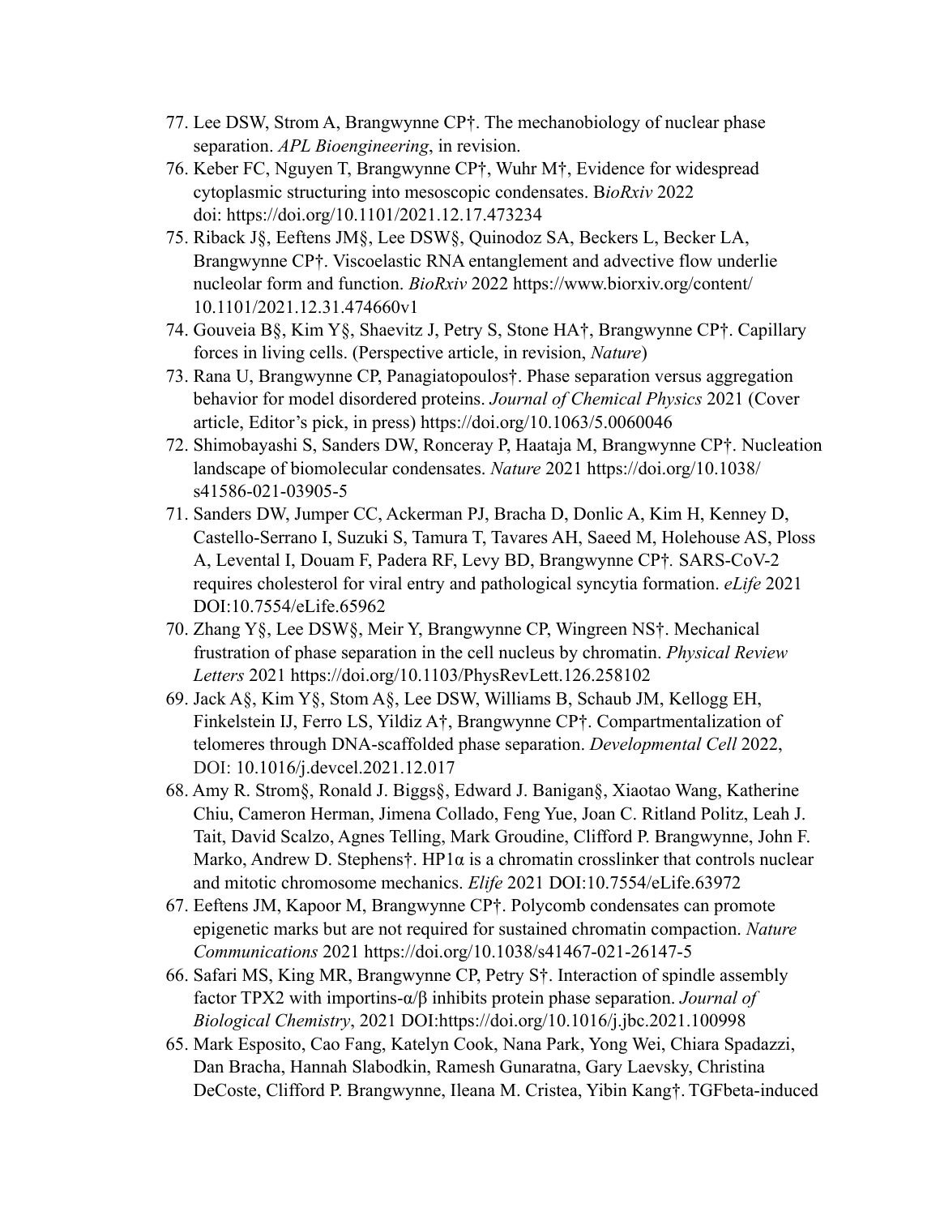77. Lee DSW, Strom A, Brangwynne CP†. The mechanobiology of nuclear phase separation. *APL Bioengineering*, in revision.
76. Keber FC, Nguyen T, Brangwynne CP†, Wuhr M†, Evidence for widespread cytoplasmic structuring into mesoscopic condensates. B*ioRxiv* 2022 doi: https://doi.org/10.1101/2021.12.17.473234
75. Riback J§, Eeftens JM§, Lee DSW§, Quinodoz SA, Beckers L, Becker LA, Brangwynne CP†. Viscoelastic RNA entanglement and advective flow underlie nucleolar form and function. *BioRxiv* 2022 https://www.biorxiv.org/content/10.1101/2021.12.31.474660v1
74. Gouveia B§, Kim Y§, Shaevitz J, Petry S, Stone HA†, Brangwynne CP†. Capillary forces in living cells. (Perspective article, in revision, *Nature*)
73. Rana U, Brangwynne CP, Panagiatopoulos†. Phase separation versus aggregation behavior for model disordered proteins. *Journal of Chemical Physics* 2021 (Cover article, Editor's pick, in press) https://doi.org/10.1063/5.0060046
72. Shimobayashi S, Sanders DW, Ronceray P, Haataja M, Brangwynne CP†. Nucleation landscape of biomolecular condensates. *Nature* 2021 https://doi.org/10.1038/s41586-021-03905-5
71. Sanders DW, Jumper CC, Ackerman PJ, Bracha D, Donlic A, Kim H, Kenney D, Castello-Serrano I, Suzuki S, Tamura T, Tavares AH, Saeed M, Holehouse AS, Ploss A, Levental I, Douam F, Padera RF, Levy BD, Brangwynne CP†. SARS-CoV-2 requires cholesterol for viral entry and pathological syncytia formation. *eLife* 2021 DOI:10.7554/eLife.65962
70. Zhang Y§, Lee DSW§, Meir Y, Brangwynne CP, Wingreen NS†. Mechanical frustration of phase separation in the cell nucleus by chromatin. *Physical Review Letters* 2021 https://doi.org/10.1103/PhysRevLett.126.258102
69. Jack A§, Kim Y§, Stom A§, Lee DSW, Williams B, Schaub JM, Kellogg EH, Finkelstein IJ, Ferro LS, Yildiz A†, Brangwynne CP†. Compartmentalization of telomeres through DNA-scaffolded phase separation. *Developmental Cell* 2022, DOI: 10.1016/j.devcel.2021.12.017
68. Amy R. Strom§, Ronald J. Biggs§, Edward J. Banigan§, Xiaotao Wang, Katherine Chiu, Cameron Herman, Jimena Collado, Feng Yue, Joan C. Ritland Politz, Leah J. Tait, David Scalzo, Agnes Telling, Mark Groudine, Clifford P. Brangwynne, John F. Marko, Andrew D. Stephens†. HP1α is a chromatin crosslinker that controls nuclear and mitotic chromosome mechanics. *Elife* 2021 DOI:10.7554/eLife.63972
67. Eeftens JM, Kapoor M, Brangwynne CP†. Polycomb condensates can promote epigenetic marks but are not required for sustained chromatin compaction. *Nature Communications* 2021 https://doi.org/10.1038/s41467-021-26147-5
66. Safari MS, King MR, Brangwynne CP, Petry S†. Interaction of spindle assembly factor TPX2 with importins-α/β inhibits protein phase separation. *Journal of Biological Chemistry*, 2021 DOI:https://doi.org/10.1016/j.jbc.2021.100998
65. Mark Esposito, Cao Fang, Katelyn Cook, Nana Park, Yong Wei, Chiara Spadazzi, Dan Bracha, Hannah Slabodkin, Ramesh Gunaratna, Gary Laevsky, Christina DeCoste, Clifford P. Brangwynne, Ileana M. Cristea, Yibin Kang†. TGFbeta-induced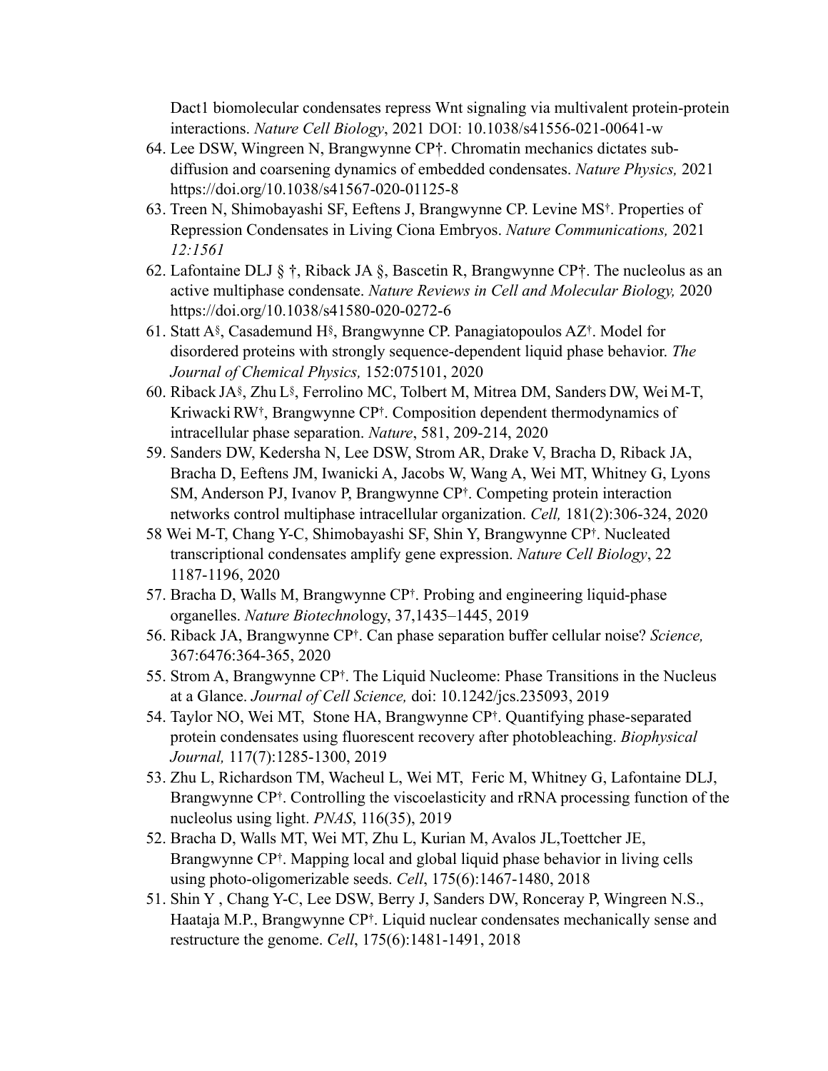Dact1 biomolecular condensates repress Wnt signaling via multivalent protein-protein interactions. *Nature Cell Biology*, 2021 DOI: 10.1038/s41556-021-00641-w

64. Lee DSW, Wingreen N, Brangwynne CP†. Chromatin mechanics dictates sub-diffusion and coarsening dynamics of embedded condensates. *Nature Physics,* 2021 https://doi.org/10.1038/s41567-020-01125-8
63. Treen N, Shimobayashi SF, Eeftens J, Brangwynne CP. Levine MS†. Properties of Repression Condensates in Living Ciona Embryos. *Nature Communications,* 2021 *12:1561*
62. Lafontaine DLJ § †, Riback JA §, Bascetin R, Brangwynne CP†. The nucleolus as an active multiphase condensate. *Nature Reviews in Cell and Molecular Biology,* 2020 https://doi.org/10.1038/s41580-020-0272-6
61. Statt A§, Casademund H§, Brangwynne CP. Panagiatopoulos AZ†. Model for disordered proteins with strongly sequence-dependent liquid phase behavior. *The Journal of Chemical Physics,* 152:075101, 2020
60. Riback JA§, Zhu L§, Ferrolino MC, Tolbert M, Mitrea DM, Sanders DW, Wei M-T, Kriwacki RW†, Brangwynne CP†. Composition dependent thermodynamics of intracellular phase separation. *Nature*, 581, 209-214, 2020
59. Sanders DW, Kedersha N, Lee DSW, Strom AR, Drake V, Bracha D, Riback JA, Bracha D, Eeftens JM, Iwanicki A, Jacobs W, Wang A, Wei MT, Whitney G, Lyons SM, Anderson PJ, Ivanov P, Brangwynne CP†. Competing protein interaction networks control multiphase intracellular organization. *Cell,* 181(2):306-324, 2020
58 Wei M-T, Chang Y-C, Shimobayashi SF, Shin Y, Brangwynne CP†. Nucleated transcriptional condensates amplify gene expression. *Nature Cell Biology*, 22 1187-1196, 2020
57. Bracha D, Walls M, Brangwynne CP†. Probing and engineering liquid-phase organelles. *Nature Biotechno*logy, 37,1435–1445, 2019
56. Riback JA, Brangwynne CP†. Can phase separation buffer cellular noise? *Science,* 367:6476:364-365, 2020
55. Strom A, Brangwynne CP†. The Liquid Nucleome: Phase Transitions in the Nucleus at a Glance. *Journal of Cell Science,* doi: 10.1242/jcs.235093, 2019
54. Taylor NO, Wei MT, Stone HA, Brangwynne CP†. Quantifying phase-separated protein condensates using fluorescent recovery after photobleaching. *Biophysical Journal,* 117(7):1285-1300, 2019
53. Zhu L, Richardson TM, Wacheul L, Wei MT, Feric M, Whitney G, Lafontaine DLJ, Brangwynne CP†. Controlling the viscoelasticity and rRNA processing function of the nucleolus using light. *PNAS*, 116(35), 2019
52. Bracha D, Walls MT, Wei MT, Zhu L, Kurian M, Avalos JL,Toettcher JE, Brangwynne CP†. Mapping local and global liquid phase behavior in living cells using photo-oligomerizable seeds. *Cell*, 175(6):1467-1480, 2018
51. Shin Y , Chang Y-C, Lee DSW, Berry J, Sanders DW, Ronceray P, Wingreen N.S., Haataja M.P., Brangwynne CP†. Liquid nuclear condensates mechanically sense and restructure the genome. *Cell*, 175(6):1481-1491, 2018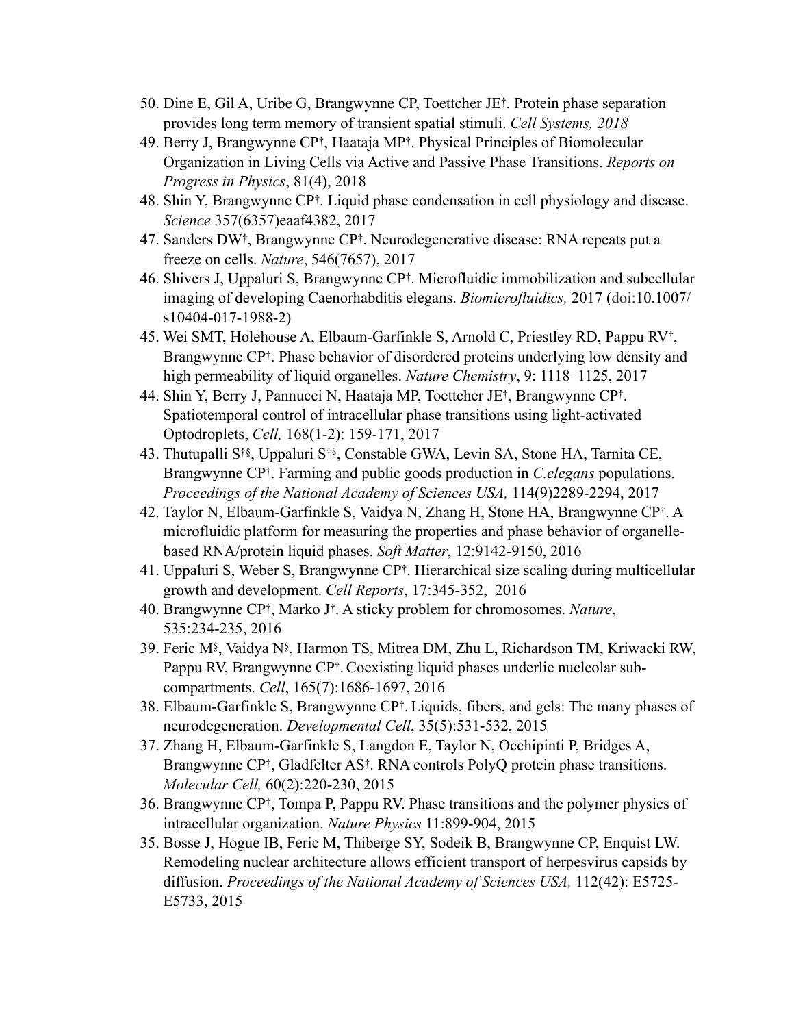50. Dine E, Gil A, Uribe G, Brangwynne CP, Toettcher JE†. Protein phase separation provides long term memory of transient spatial stimuli. *Cell Systems, 2018*
49. Berry J, Brangwynne CP†, Haataja MP†. Physical Principles of Biomolecular Organization in Living Cells via Active and Passive Phase Transitions. *Reports on Progress in Physics*, 81(4), 2018
48. Shin Y, Brangwynne CP†. Liquid phase condensation in cell physiology and disease. *Science* 357(6357)eaaf4382, 2017
47. Sanders DW†, Brangwynne CP†. Neurodegenerative disease: RNA repeats put a freeze on cells. *Nature*, 546(7657), 2017
46. Shivers J, Uppaluri S, Brangwynne CP†. Microfluidic immobilization and subcellular imaging of developing Caenorhabditis elegans. *Biomicrofluidics,* 2017 (doi:10.1007/s10404-017-1988-2)
45. Wei SMT, Holehouse A, Elbaum-Garfinkle S, Arnold C, Priestley RD, Pappu RV†, Brangwynne CP†. Phase behavior of disordered proteins underlying low density and high permeability of liquid organelles. *Nature Chemistry*, 9: 1118–1125, 2017
44. Shin Y, Berry J, Pannucci N, Haataja MP, Toettcher JE†, Brangwynne CP†. Spatiotemporal control of intracellular phase transitions using light-activated Optodroplets, *Cell,* 168(1-2): 159-171, 2017
43. Thutupalli S†§, Uppaluri S†§, Constable GWA, Levin SA, Stone HA, Tarnita CE, Brangwynne CP†. Farming and public goods production in *C.elegans* populations. *Proceedings of the National Academy of Sciences USA,* 114(9)2289-2294, 2017
42. Taylor N, Elbaum-Garfinkle S, Vaidya N, Zhang H, Stone HA, Brangwynne CP†. A microfluidic platform for measuring the properties and phase behavior of organelle-based RNA/protein liquid phases. *Soft Matter*, 12:9142-9150, 2016
41. Uppaluri S, Weber S, Brangwynne CP†. Hierarchical size scaling during multicellular growth and development. *Cell Reports*, 17:345-352, 2016
40. Brangwynne CP†, Marko J†. A sticky problem for chromosomes. *Nature*, 535:234-235, 2016
39. Feric M§, Vaidya N§, Harmon TS, Mitrea DM, Zhu L, Richardson TM, Kriwacki RW, Pappu RV, Brangwynne CP†. Coexisting liquid phases underlie nucleolar sub-compartments. *Cell*, 165(7):1686-1697, 2016
38. Elbaum-Garfinkle S, Brangwynne CP†. Liquids, fibers, and gels: The many phases of neurodegeneration. *Developmental Cell*, 35(5):531-532, 2015
37. Zhang H, Elbaum-Garfinkle S, Langdon E, Taylor N, Occhipinti P, Bridges A, Brangwynne CP†, Gladfelter AS†. RNA controls PolyQ protein phase transitions. *Molecular Cell,* 60(2):220-230, 2015
36. Brangwynne CP†, Tompa P, Pappu RV. Phase transitions and the polymer physics of intracellular organization. *Nature Physics* 11:899-904, 2015
35. Bosse J, Hogue IB, Feric M, Thiberge SY, Sodeik B, Brangwynne CP, Enquist LW. Remodeling nuclear architecture allows efficient transport of herpesvirus capsids by diffusion. *Proceedings of the National Academy of Sciences USA,* 112(42): E5725-E5733, 2015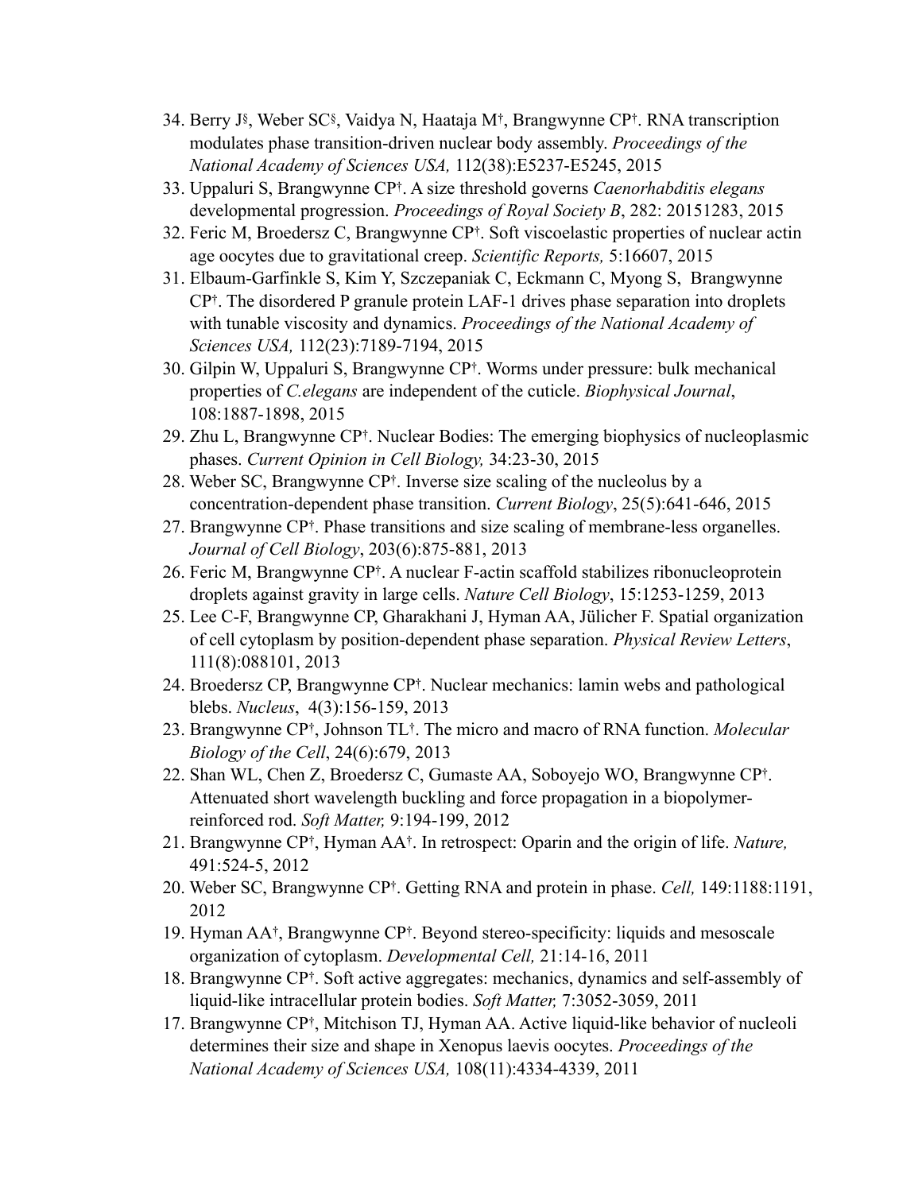34. Berry J[§], Weber SC[§], Vaidya N, Haataja M[†], Brangwynne CP[†]. RNA transcription modulates phase transition-driven nuclear body assembly. *Proceedings of the National Academy of Sciences USA,* 112(38):E5237-E5245, 2015
33. Uppaluri S, Brangwynne CP[†]. A size threshold governs *Caenorhabditis elegans* developmental progression. *Proceedings of Royal Society B*, 282: 20151283, 2015
32. Feric M, Broedersz C, Brangwynne CP[†]. Soft viscoelastic properties of nuclear actin age oocytes due to gravitational creep. *Scientific Reports,* 5:16607, 2015
31. Elbaum-Garfinkle S, Kim Y, Szczepaniak C, Eckmann C, Myong S, Brangwynne CP[†]. The disordered P granule protein LAF-1 drives phase separation into droplets with tunable viscosity and dynamics. *Proceedings of the National Academy of Sciences USA,* 112(23):7189-7194, 2015
30. Gilpin W, Uppaluri S, Brangwynne CP[†]. Worms under pressure: bulk mechanical properties of *C.elegans* are independent of the cuticle. *Biophysical Journal*, 108:1887-1898, 2015
29. Zhu L, Brangwynne CP[†]. Nuclear Bodies: The emerging biophysics of nucleoplasmic phases. *Current Opinion in Cell Biology,* 34:23-30, 2015
28. Weber SC, Brangwynne CP[†]. Inverse size scaling of the nucleolus by a concentration-dependent phase transition. *Current Biology*, 25(5):641-646, 2015
27. Brangwynne CP[†]. Phase transitions and size scaling of membrane-less organelles. *Journal of Cell Biology*, 203(6):875-881, 2013
26. Feric M, Brangwynne CP[†]. A nuclear F-actin scaffold stabilizes ribonucleoprotein droplets against gravity in large cells. *Nature Cell Biology*, 15:1253-1259, 2013
25. Lee C-F, Brangwynne CP, Gharakhani J, Hyman AA, Jülicher F. Spatial organization of cell cytoplasm by position-dependent phase separation. *Physical Review Letters*, 111(8):088101, 2013
24. Broedersz CP, Brangwynne CP[†]. Nuclear mechanics: lamin webs and pathological blebs. *Nucleus*, 4(3):156-159, 2013
23. Brangwynne CP[†], Johnson TL[†]. The micro and macro of RNA function. *Molecular Biology of the Cell*, 24(6):679, 2013
22. Shan WL, Chen Z, Broedersz C, Gumaste AA, Soboyejo WO, Brangwynne CP[†]. Attenuated short wavelength buckling and force propagation in a biopolymer-reinforced rod. *Soft Matter,* 9:194-199, 2012
21. Brangwynne CP[†], Hyman AA[†]. In retrospect: Oparin and the origin of life. *Nature,* 491:524-5, 2012
20. Weber SC, Brangwynne CP[†]. Getting RNA and protein in phase. *Cell,* 149:1188:1191, 2012
19. Hyman AA[†], Brangwynne CP[†]. Beyond stereo-specificity: liquids and mesoscale organization of cytoplasm. *Developmental Cell,* 21:14-16, 2011
18. Brangwynne CP[†]. Soft active aggregates: mechanics, dynamics and self-assembly of liquid-like intracellular protein bodies. *Soft Matter,* 7:3052-3059, 2011
17. Brangwynne CP[†], Mitchison TJ, Hyman AA. Active liquid-like behavior of nucleoli determines their size and shape in Xenopus laevis oocytes. *Proceedings of the National Academy of Sciences USA,* 108(11):4334-4339, 2011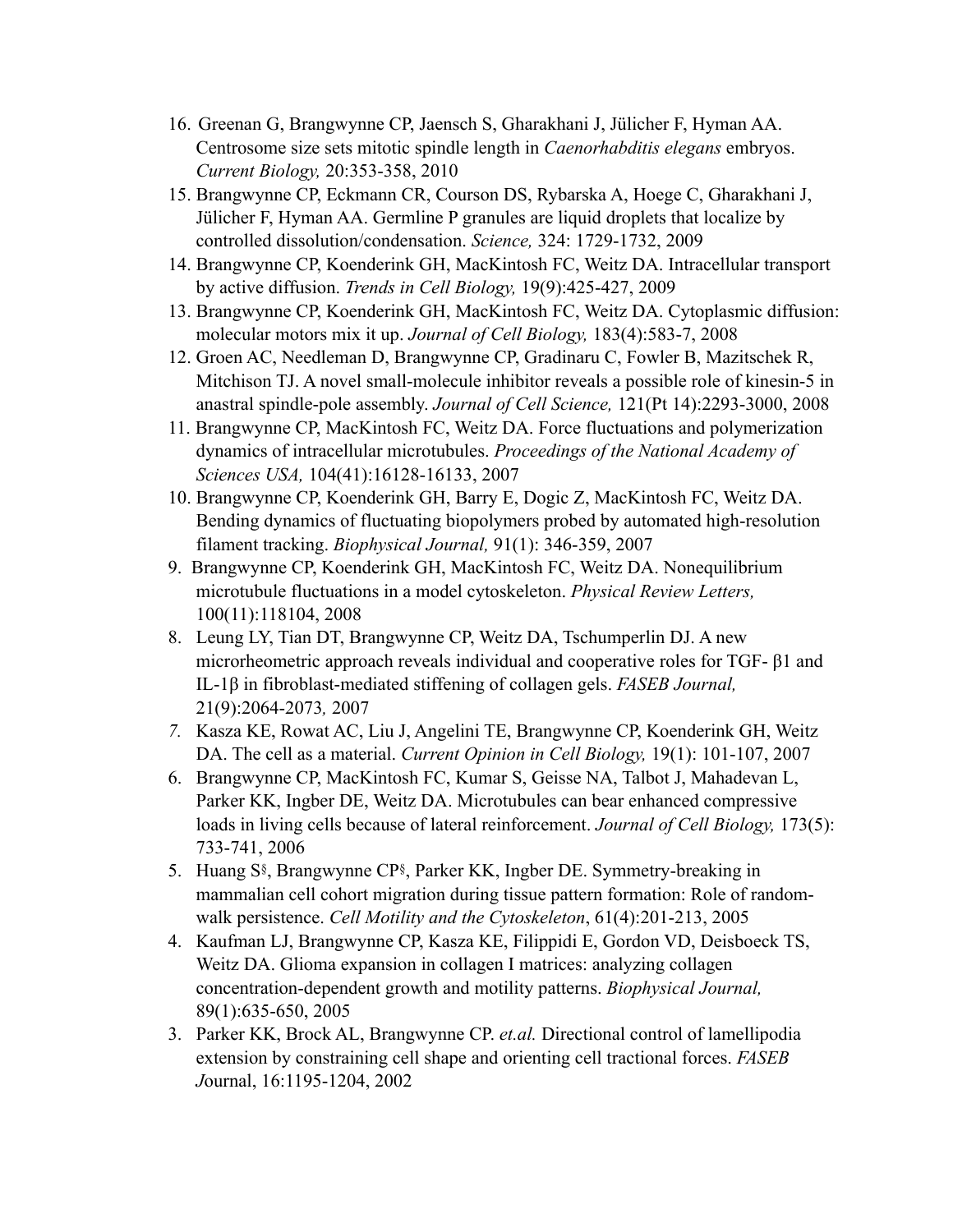16. Greenan G, Brangwynne CP, Jaensch S, Gharakhani J, Jülicher F, Hyman AA. Centrosome size sets mitotic spindle length in *Caenorhabditis elegans* embryos. *Current Biology,* 20:353-358, 2010
15. Brangwynne CP, Eckmann CR, Courson DS, Rybarska A, Hoege C, Gharakhani J, Jülicher F, Hyman AA. Germline P granules are liquid droplets that localize by controlled dissolution/condensation. *Science,* 324: 1729-1732, 2009
14. Brangwynne CP, Koenderink GH, MacKintosh FC, Weitz DA. Intracellular transport by active diffusion. *Trends in Cell Biology,* 19(9):425-427, 2009
13. Brangwynne CP, Koenderink GH, MacKintosh FC, Weitz DA. Cytoplasmic diffusion: molecular motors mix it up. *Journal of Cell Biology,* 183(4):583-7, 2008
12. Groen AC, Needleman D, Brangwynne CP, Gradinaru C, Fowler B, Mazitschek R, Mitchison TJ. A novel small-molecule inhibitor reveals a possible role of kinesin-5 in anastral spindle-pole assembly. *Journal of Cell Science,* 121(Pt 14):2293-3000, 2008
11. Brangwynne CP, MacKintosh FC, Weitz DA. Force fluctuations and polymerization dynamics of intracellular microtubules. *Proceedings of the National Academy of Sciences USA,* 104(41):16128-16133, 2007
10. Brangwynne CP, Koenderink GH, Barry E, Dogic Z, MacKintosh FC, Weitz DA. Bending dynamics of fluctuating biopolymers probed by automated high-resolution filament tracking. *Biophysical Journal,* 91(1): 346-359, 2007
9. Brangwynne CP, Koenderink GH, MacKintosh FC, Weitz DA. Nonequilibrium microtubule fluctuations in a model cytoskeleton. *Physical Review Letters,* 100(11):118104, 2008
8. Leung LY, Tian DT, Brangwynne CP, Weitz DA, Tschumperlin DJ. A new microrheometric approach reveals individual and cooperative roles for TGF- β1 and IL-1β in fibroblast-mediated stiffening of collagen gels. *FASEB Journal,* 21(9):2064-2073*,* 2007
7. Kasza KE, Rowat AC, Liu J, Angelini TE, Brangwynne CP, Koenderink GH, Weitz DA. The cell as a material. *Current Opinion in Cell Biology,* 19(1): 101-107, 2007
6. Brangwynne CP, MacKintosh FC, Kumar S, Geisse NA, Talbot J, Mahadevan L, Parker KK, Ingber DE, Weitz DA. Microtubules can bear enhanced compressive loads in living cells because of lateral reinforcement. *Journal of Cell Biology,* 173(5): 733-741, 2006
5. Huang S[§], Brangwynne CP[§], Parker KK, Ingber DE. Symmetry-breaking in mammalian cell cohort migration during tissue pattern formation: Role of random-walk persistence. *Cell Motility and the Cytoskeleton*, 61(4):201-213, 2005
4. Kaufman LJ, Brangwynne CP, Kasza KE, Filippidi E, Gordon VD, Deisboeck TS, Weitz DA. Glioma expansion in collagen I matrices: analyzing collagen concentration-dependent growth and motility patterns. *Biophysical Journal,* 89(1):635-650, 2005
3. Parker KK, Brock AL, Brangwynne CP. *et.al.* Directional control of lamellipodia extension by constraining cell shape and orienting cell tractional forces. *FASEB J*ournal, 16:1195-1204, 2002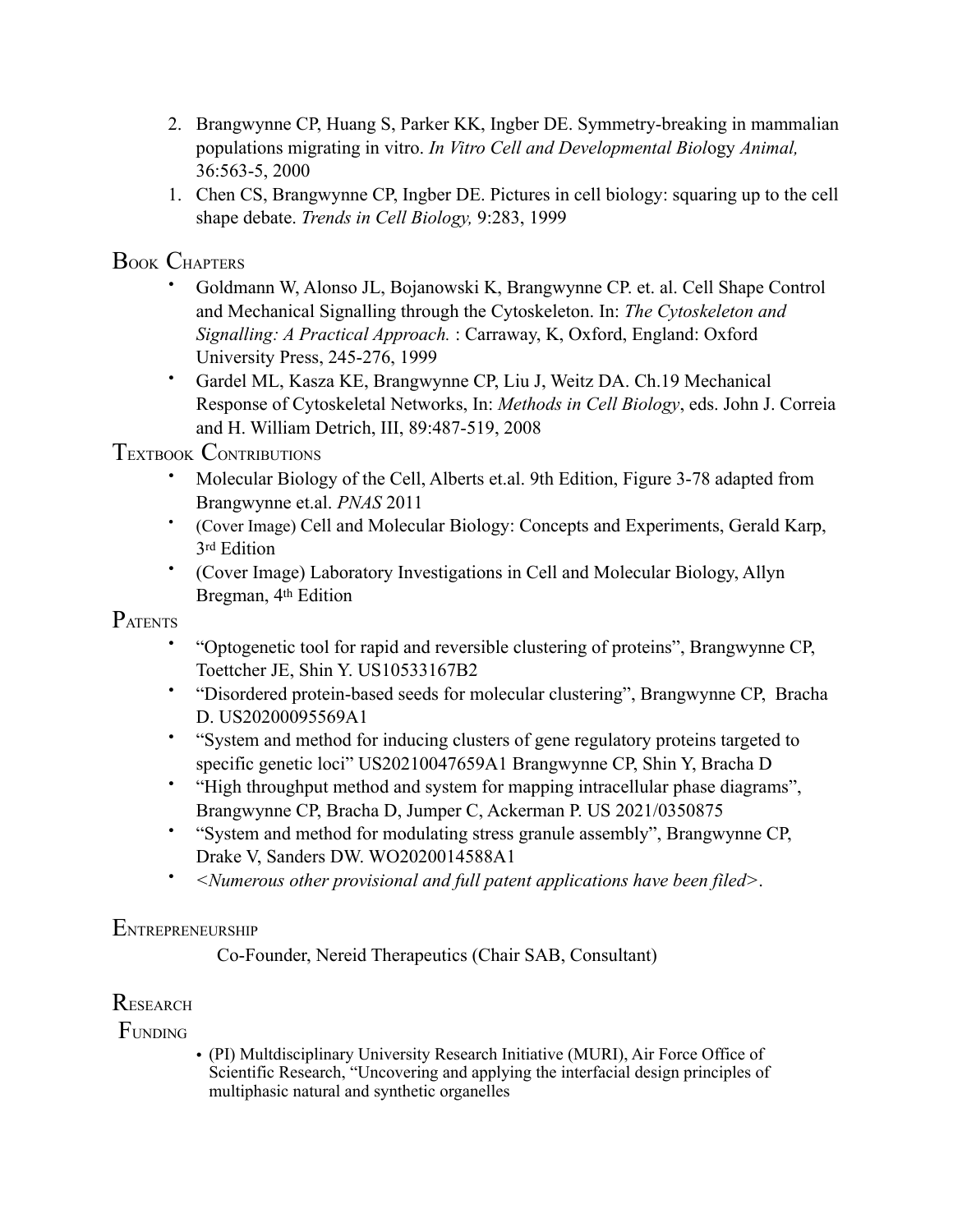2. Brangwynne CP, Huang S, Parker KK, Ingber DE. Symmetry-breaking in mammalian populations migrating in vitro. *In Vitro Cell and Developmental Biol*ogy *Animal,* 36:563-5, 2000
1. Chen CS, Brangwynne CP, Ingber DE. Pictures in cell biology: squaring up to the cell shape debate. *Trends in Cell Biology,* 9:283, 1999

## Book Chapters

- Goldmann W, Alonso JL, Bojanowski K, Brangwynne CP. et. al. Cell Shape Control and Mechanical Signalling through the Cytoskeleton. In: *The Cytoskeleton and Signalling: A Practical Approach.* : Carraway, K, Oxford, England: Oxford University Press, 245-276, 1999
- Gardel ML, Kasza KE, Brangwynne CP, Liu J, Weitz DA. Ch.19 Mechanical Response of Cytoskeletal Networks, In: *Methods in Cell Biology*, eds. John J. Correia and H. William Detrich, III, 89:487-519, 2008

## Textbook Contributions

- Molecular Biology of the Cell, Alberts et.al. 9th Edition, Figure 3-78 adapted from Brangwynne et.al. *PNAS* 2011
- (Cover Image) Cell and Molecular Biology: Concepts and Experiments, Gerald Karp, 3rd Edition
- (Cover Image) Laboratory Investigations in Cell and Molecular Biology, Allyn Bregman, 4th Edition

## Patents

- "Optogenetic tool for rapid and reversible clustering of proteins", Brangwynne CP, Toettcher JE, Shin Y. US10533167B2
- "Disordered protein-based seeds for molecular clustering", Brangwynne CP, Bracha D. US20200095569A1
- "System and method for inducing clusters of gene regulatory proteins targeted to specific genetic loci" US20210047659A1 Brangwynne CP, Shin Y, Bracha D
- "High throughput method and system for mapping intracellular phase diagrams", Brangwynne CP, Bracha D, Jumper C, Ackerman P. US 2021/0350875
- "System and method for modulating stress granule assembly", Brangwynne CP, Drake V, Sanders DW. WO2020014588A1
- *<Numerous other provisional and full patent applications have been filed>*.

## Entrepreneurship

Co-Founder, Nereid Therapeutics (Chair SAB, Consultant)

## Research Funding

- (PI) Multdisciplinary University Research Initiative (MURI), Air Force Office of Scientific Research, "Uncovering and applying the interfacial design principles of multiphasic natural and synthetic organelles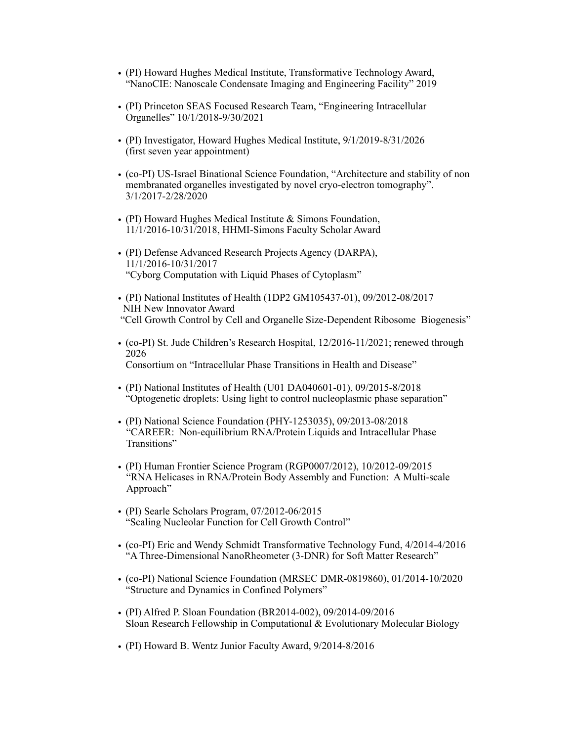- (PI) Howard Hughes Medical Institute, Transformative Technology Award, "NanoCIE: Nanoscale Condensate Imaging and Engineering Facility" 2019

- (PI) Princeton SEAS Focused Research Team, "Engineering Intracellular Organelles" 10/1/2018-9/30/2021

- (PI) Investigator, Howard Hughes Medical Institute, 9/1/2019-8/31/2026 (first seven year appointment)

- (co-PI) US-Israel Binational Science Foundation, "Architecture and stability of non membranated organelles investigated by novel cryo-electron tomography". 3/1/2017-2/28/2020

- (PI) Howard Hughes Medical Institute & Simons Foundation, 11/1/2016-10/31/2018, HHMI-Simons Faculty Scholar Award

- (PI) Defense Advanced Research Projects Agency (DARPA), 11/1/2016-10/31/2017 "Cyborg Computation with Liquid Phases of Cytoplasm"

- (PI) National Institutes of Health (1DP2 GM105437-01), 09/2012-08/2017 NIH New Innovator Award "Cell Growth Control by Cell and Organelle Size-Dependent Ribosome Biogenesis"

- (co-PI) St. Jude Children's Research Hospital, 12/2016-11/2021; renewed through 2026 Consortium on "Intracellular Phase Transitions in Health and Disease"

- (PI) National Institutes of Health (U01 DA040601-01), 09/2015-8/2018 "Optogenetic droplets: Using light to control nucleoplasmic phase separation"

- (PI) National Science Foundation (PHY-1253035), 09/2013-08/2018 "CAREER: Non-equilibrium RNA/Protein Liquids and Intracellular Phase Transitions"

- (PI) Human Frontier Science Program (RGP0007/2012), 10/2012-09/2015 "RNA Helicases in RNA/Protein Body Assembly and Function: A Multi-scale Approach"

- (PI) Searle Scholars Program, 07/2012-06/2015 "Scaling Nucleolar Function for Cell Growth Control"

- (co-PI) Eric and Wendy Schmidt Transformative Technology Fund, 4/2014-4/2016 "A Three-Dimensional NanoRheometer (3-DNR) for Soft Matter Research"

- (co-PI) National Science Foundation (MRSEC DMR-0819860), 01/2014-10/2020 "Structure and Dynamics in Confined Polymers"

- (PI) Alfred P. Sloan Foundation (BR2014-002), 09/2014-09/2016 Sloan Research Fellowship in Computational & Evolutionary Molecular Biology

- (PI) Howard B. Wentz Junior Faculty Award, 9/2014-8/2016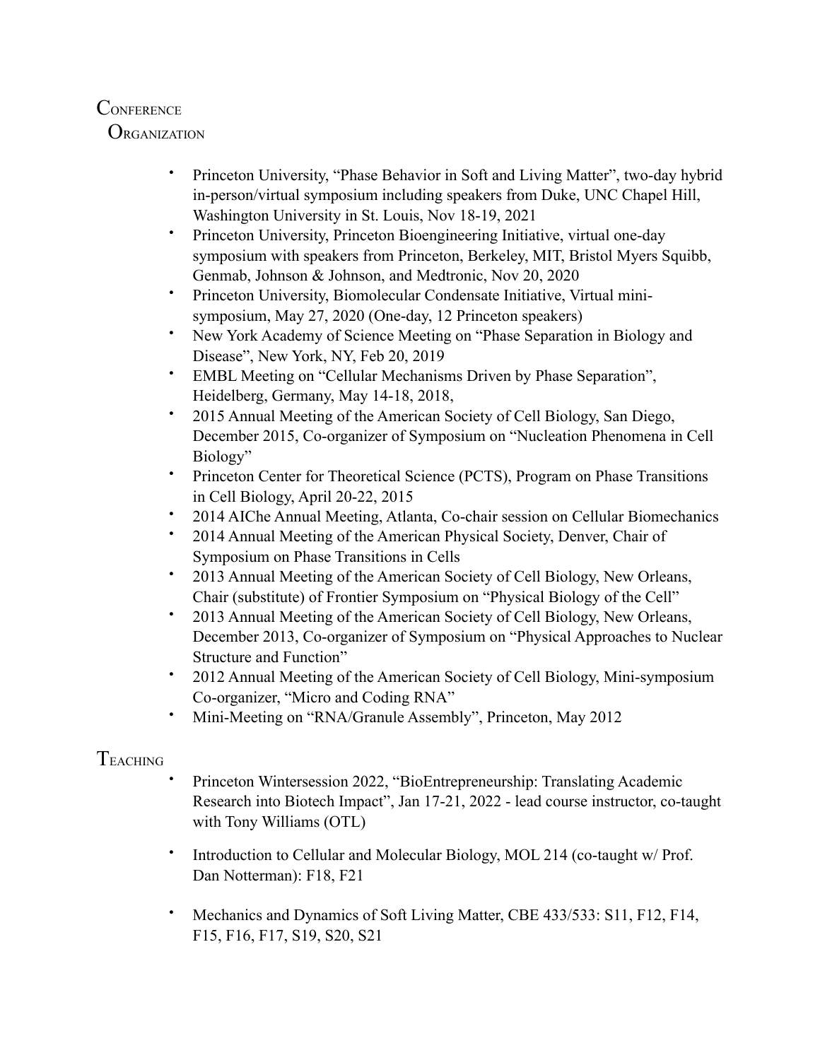## Conference Organization

- Princeton University, "Phase Behavior in Soft and Living Matter", two-day hybrid in-person/virtual symposium including speakers from Duke, UNC Chapel Hill, Washington University in St. Louis, Nov 18-19, 2021
- Princeton University, Princeton Bioengineering Initiative, virtual one-day symposium with speakers from Princeton, Berkeley, MIT, Bristol Myers Squibb, Genmab, Johnson & Johnson, and Medtronic, Nov 20, 2020
- Princeton University, Biomolecular Condensate Initiative, Virtual mini-symposium, May 27, 2020 (One-day, 12 Princeton speakers)
- New York Academy of Science Meeting on "Phase Separation in Biology and Disease", New York, NY, Feb 20, 2019
- EMBL Meeting on "Cellular Mechanisms Driven by Phase Separation", Heidelberg, Germany, May 14-18, 2018,
- 2015 Annual Meeting of the American Society of Cell Biology, San Diego, December 2015, Co-organizer of Symposium on "Nucleation Phenomena in Cell Biology"
- Princeton Center for Theoretical Science (PCTS), Program on Phase Transitions in Cell Biology, April 20-22, 2015
- 2014 AIChe Annual Meeting, Atlanta, Co-chair session on Cellular Biomechanics
- 2014 Annual Meeting of the American Physical Society, Denver, Chair of Symposium on Phase Transitions in Cells
- 2013 Annual Meeting of the American Society of Cell Biology, New Orleans, Chair (substitute) of Frontier Symposium on "Physical Biology of the Cell"
- 2013 Annual Meeting of the American Society of Cell Biology, New Orleans, December 2013, Co-organizer of Symposium on "Physical Approaches to Nuclear Structure and Function"
- 2012 Annual Meeting of the American Society of Cell Biology, Mini-symposium Co-organizer, "Micro and Coding RNA"
- Mini-Meeting on "RNA/Granule Assembly", Princeton, May 2012

## Teaching

- Princeton Wintersession 2022, "BioEntrepreneurship: Translating Academic Research into Biotech Impact", Jan 17-21, 2022 - lead course instructor, co-taught with Tony Williams (OTL)
- Introduction to Cellular and Molecular Biology, MOL 214 (co-taught w/ Prof. Dan Notterman): F18, F21
- Mechanics and Dynamics of Soft Living Matter, CBE 433/533: S11, F12, F14, F15, F16, F17, S19, S20, S21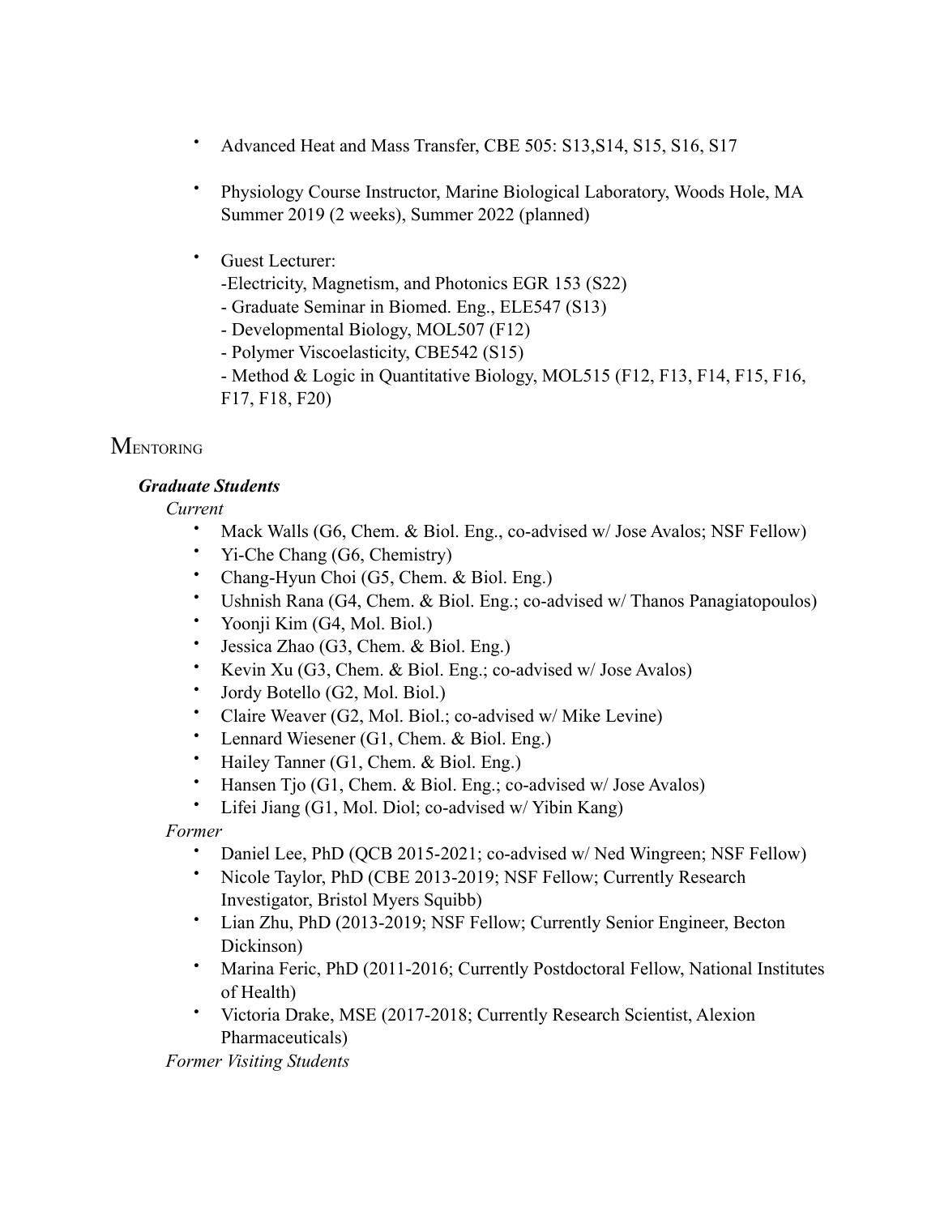- Advanced Heat and Mass Transfer, CBE 505: S13,S14, S15, S16, S17
- Physiology Course Instructor, Marine Biological Laboratory, Woods Hole, MA Summer 2019 (2 weeks), Summer 2022 (planned)
- Guest Lecturer:
  -Electricity, Magnetism, and Photonics EGR 153 (S22)
  - Graduate Seminar in Biomed. Eng., ELE547 (S13)
  - Developmental Biology, MOL507 (F12)
  - Polymer Viscoelasticity, CBE542 (S15)
  - Method & Logic in Quantitative Biology, MOL515 (F12, F13, F14, F15, F16, F17, F18, F20)

## Mentoring

***Graduate Students***

*Current*

- Mack Walls (G6, Chem. & Biol. Eng., co-advised w/ Jose Avalos; NSF Fellow)
- Yi-Che Chang (G6, Chemistry)
- Chang-Hyun Choi (G5, Chem. & Biol. Eng.)
- Ushnish Rana (G4, Chem. & Biol. Eng.; co-advised w/ Thanos Panagiatopoulos)
- Yoonji Kim (G4, Mol. Biol.)
- Jessica Zhao (G3, Chem. & Biol. Eng.)
- Kevin Xu (G3, Chem. & Biol. Eng.; co-advised w/ Jose Avalos)
- Jordy Botello (G2, Mol. Biol.)
- Claire Weaver (G2, Mol. Biol.; co-advised w/ Mike Levine)
- Lennard Wiesener (G1, Chem. & Biol. Eng.)
- Hailey Tanner (G1, Chem. & Biol. Eng.)
- Hansen Tjo (G1, Chem. & Biol. Eng.; co-advised w/ Jose Avalos)
- Lifei Jiang (G1, Mol. Diol; co-advised w/ Yibin Kang)

*Former*

- Daniel Lee, PhD (QCB 2015-2021; co-advised w/ Ned Wingreen; NSF Fellow)
- Nicole Taylor, PhD (CBE 2013-2019; NSF Fellow; Currently Research Investigator, Bristol Myers Squibb)
- Lian Zhu, PhD (2013-2019; NSF Fellow; Currently Senior Engineer, Becton Dickinson)
- Marina Feric, PhD (2011-2016; Currently Postdoctoral Fellow, National Institutes of Health)
- Victoria Drake, MSE (2017-2018; Currently Research Scientist, Alexion Pharmaceuticals)

*Former Visiting Students*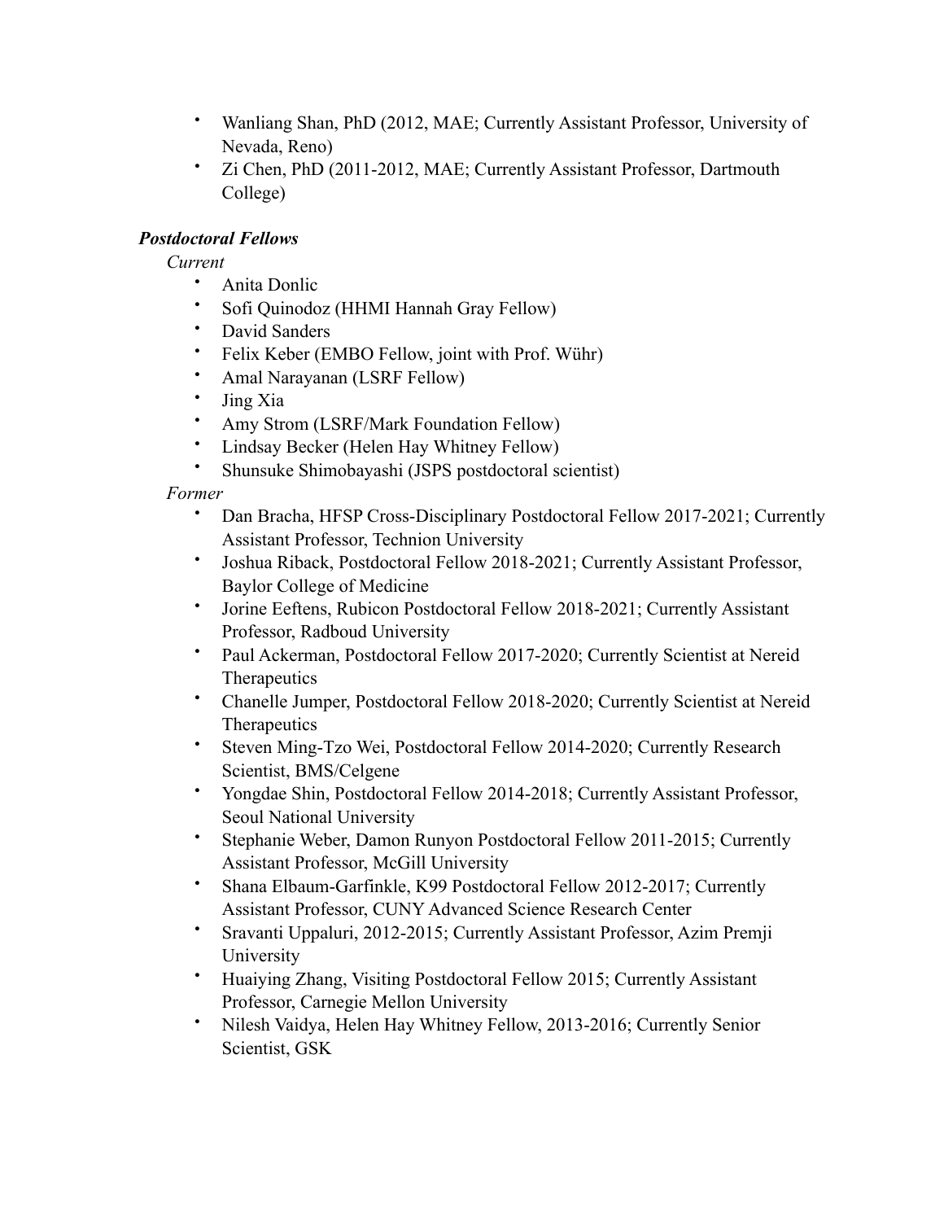- Wanliang Shan, PhD (2012, MAE; Currently Assistant Professor, University of Nevada, Reno)
- Zi Chen, PhD (2011-2012, MAE; Currently Assistant Professor, Dartmouth College)

***Postdoctoral Fellows***

*Current*

- Anita Donlic
- Sofi Quinodoz (HHMI Hannah Gray Fellow)
- David Sanders
- Felix Keber (EMBO Fellow, joint with Prof. Wühr)
- Amal Narayanan (LSRF Fellow)
- Jing Xia
- Amy Strom (LSRF/Mark Foundation Fellow)
- Lindsay Becker (Helen Hay Whitney Fellow)
- Shunsuke Shimobayashi (JSPS postdoctoral scientist)

*Former*

- Dan Bracha, HFSP Cross-Disciplinary Postdoctoral Fellow 2017-2021; Currently Assistant Professor, Technion University
- Joshua Riback, Postdoctoral Fellow 2018-2021; Currently Assistant Professor, Baylor College of Medicine
- Jorine Eeftens, Rubicon Postdoctoral Fellow 2018-2021; Currently Assistant Professor, Radboud University
- Paul Ackerman, Postdoctoral Fellow 2017-2020; Currently Scientist at Nereid Therapeutics
- Chanelle Jumper, Postdoctoral Fellow 2018-2020; Currently Scientist at Nereid Therapeutics
- Steven Ming-Tzo Wei, Postdoctoral Fellow 2014-2020; Currently Research Scientist, BMS/Celgene
- Yongdae Shin, Postdoctoral Fellow 2014-2018; Currently Assistant Professor, Seoul National University
- Stephanie Weber, Damon Runyon Postdoctoral Fellow 2011-2015; Currently Assistant Professor, McGill University
- Shana Elbaum-Garfinkle, K99 Postdoctoral Fellow 2012-2017; Currently Assistant Professor, CUNY Advanced Science Research Center
- Sravanti Uppaluri, 2012-2015; Currently Assistant Professor, Azim Premji University
- Huaiying Zhang, Visiting Postdoctoral Fellow 2015; Currently Assistant Professor, Carnegie Mellon University
- Nilesh Vaidya, Helen Hay Whitney Fellow, 2013-2016; Currently Senior Scientist, GSK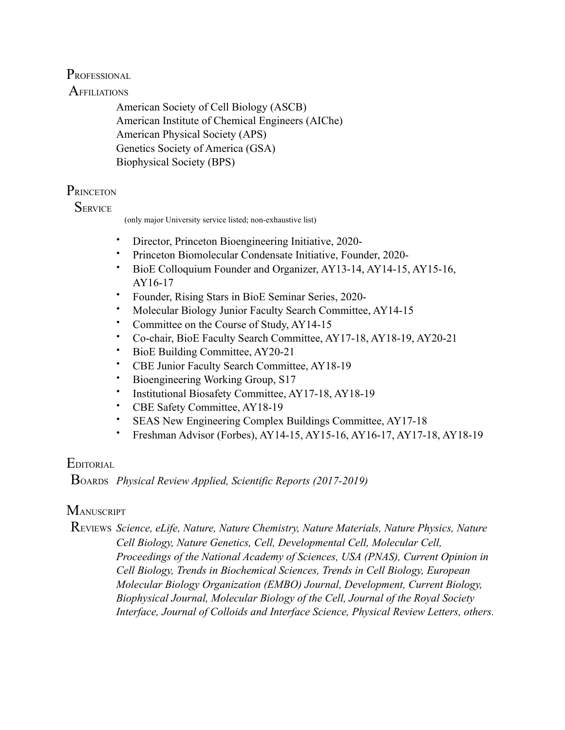## Professional Affiliations

American Society of Cell Biology (ASCB)
American Institute of Chemical Engineers (AIChe)
American Physical Society (APS)
Genetics Society of America (GSA)
Biophysical Society (BPS)

## Princeton Service

(only major University service listed; non-exhaustive list)

- Director, Princeton Bioengineering Initiative, 2020-
- Princeton Biomolecular Condensate Initiative, Founder, 2020-
- BioE Colloquium Founder and Organizer, AY13-14, AY14-15, AY15-16, AY16-17
- Founder, Rising Stars in BioE Seminar Series, 2020-
- Molecular Biology Junior Faculty Search Committee, AY14-15
- Committee on the Course of Study, AY14-15
- Co-chair, BioE Faculty Search Committee, AY17-18, AY18-19, AY20-21
- BioE Building Committee, AY20-21
- CBE Junior Faculty Search Committee, AY18-19
- Bioengineering Working Group, S17
- Institutional Biosafety Committee, AY17-18, AY18-19
- CBE Safety Committee, AY18-19
- SEAS New Engineering Complex Buildings Committee, AY17-18
- Freshman Advisor (Forbes), AY14-15, AY15-16, AY16-17, AY17-18, AY18-19

## Editorial Boards

*Physical Review Applied, Scientific Reports (2017-2019)*

## Manuscript Reviews

*Science, eLife, Nature, Nature Chemistry, Nature Materials, Nature Physics, Nature Cell Biology, Nature Genetics, Cell, Developmental Cell, Molecular Cell, Proceedings of the National Academy of Sciences, USA (PNAS), Current Opinion in Cell Biology, Trends in Biochemical Sciences, Trends in Cell Biology, European Molecular Biology Organization (EMBO) Journal, Development, Current Biology, Biophysical Journal, Molecular Biology of the Cell, Journal of the Royal Society Interface, Journal of Colloids and Interface Science, Physical Review Letters, others.*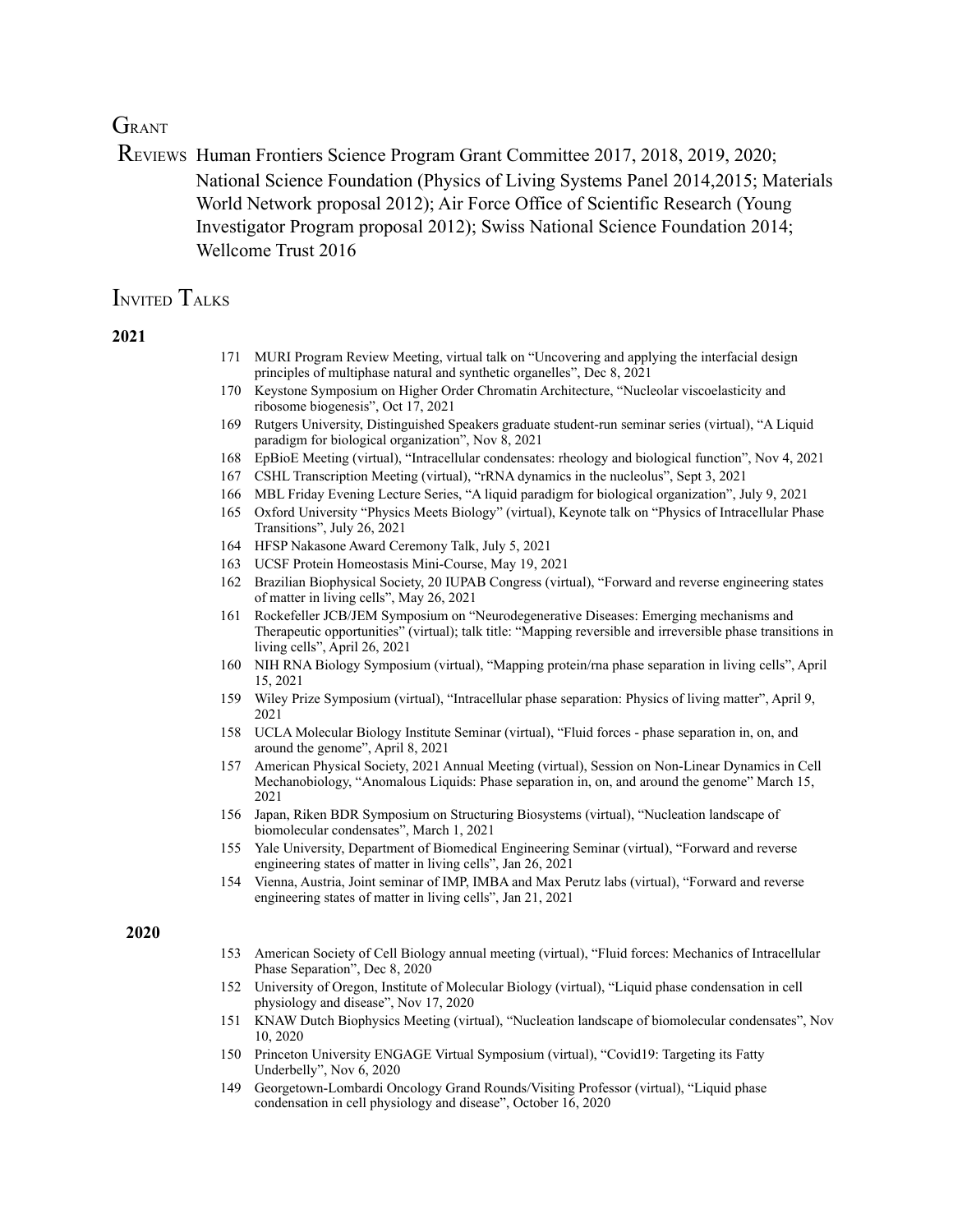## Grant Reviews

Human Frontiers Science Program Grant Committee 2017, 2018, 2019, 2020; National Science Foundation (Physics of Living Systems Panel 2014,2015; Materials World Network proposal 2012); Air Force Office of Scientific Research (Young Investigator Program proposal 2012); Swiss National Science Foundation 2014; Wellcome Trust 2016

## Invited Talks

**2021**

171 MURI Program Review Meeting, virtual talk on "Uncovering and applying the interfacial design principles of multiphase natural and synthetic organelles", Dec 8, 2021

170 Keystone Symposium on Higher Order Chromatin Architecture, "Nucleolar viscoelasticity and ribosome biogenesis", Oct 17, 2021

169 Rutgers University, Distinguished Speakers graduate student-run seminar series (virtual), "A Liquid paradigm for biological organization", Nov 8, 2021

168 EpBioE Meeting (virtual), "Intracellular condensates: rheology and biological function", Nov 4, 2021

167 CSHL Transcription Meeting (virtual), "rRNA dynamics in the nucleolus", Sept 3, 2021

166 MBL Friday Evening Lecture Series, "A liquid paradigm for biological organization", July 9, 2021

165 Oxford University "Physics Meets Biology" (virtual), Keynote talk on "Physics of Intracellular Phase Transitions", July 26, 2021

164 HFSP Nakasone Award Ceremony Talk, July 5, 2021

163 UCSF Protein Homeostasis Mini-Course, May 19, 2021

162 Brazilian Biophysical Society, 20 IUPAB Congress (virtual), "Forward and reverse engineering states of matter in living cells", May 26, 2021

161 Rockefeller JCB/JEM Symposium on "Neurodegenerative Diseases: Emerging mechanisms and Therapeutic opportunities" (virtual); talk title: "Mapping reversible and irreversible phase transitions in living cells", April 26, 2021

160 NIH RNA Biology Symposium (virtual), "Mapping protein/rna phase separation in living cells", April 15, 2021

159 Wiley Prize Symposium (virtual), "Intracellular phase separation: Physics of living matter", April 9, 2021

158 UCLA Molecular Biology Institute Seminar (virtual), "Fluid forces - phase separation in, on, and around the genome", April 8, 2021

157 American Physical Society, 2021 Annual Meeting (virtual), Session on Non-Linear Dynamics in Cell Mechanobiology, "Anomalous Liquids: Phase separation in, on, and around the genome" March 15, 2021

156 Japan, Riken BDR Symposium on Structuring Biosystems (virtual), "Nucleation landscape of biomolecular condensates", March 1, 2021

155 Yale University, Department of Biomedical Engineering Seminar (virtual), "Forward and reverse engineering states of matter in living cells", Jan 26, 2021

154 Vienna, Austria, Joint seminar of IMP, IMBA and Max Perutz labs (virtual), "Forward and reverse engineering states of matter in living cells", Jan 21, 2021

**2020**

153 American Society of Cell Biology annual meeting (virtual), "Fluid forces: Mechanics of Intracellular Phase Separation", Dec 8, 2020

152 University of Oregon, Institute of Molecular Biology (virtual), "Liquid phase condensation in cell physiology and disease", Nov 17, 2020

151 KNAW Dutch Biophysics Meeting (virtual), "Nucleation landscape of biomolecular condensates", Nov 10, 2020

150 Princeton University ENGAGE Virtual Symposium (virtual), "Covid19: Targeting its Fatty Underbelly", Nov 6, 2020

149 Georgetown-Lombardi Oncology Grand Rounds/Visiting Professor (virtual), "Liquid phase condensation in cell physiology and disease", October 16, 2020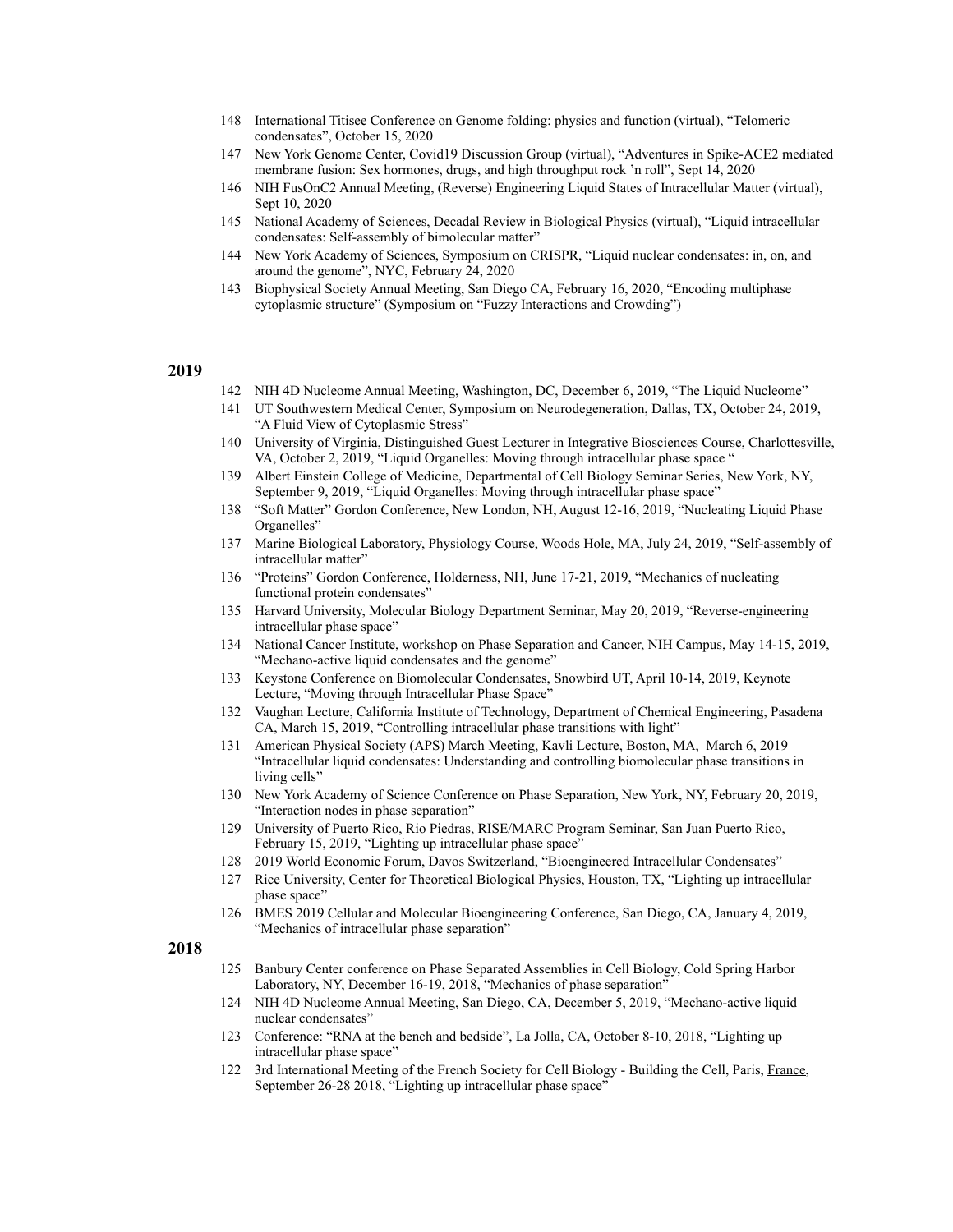148 International Titisee Conference on Genome folding: physics and function (virtual), "Telomeric condensates", October 15, 2020

147 New York Genome Center, Covid19 Discussion Group (virtual), "Adventures in Spike-ACE2 mediated membrane fusion: Sex hormones, drugs, and high throughput rock 'n roll", Sept 14, 2020

146 NIH FusOnC2 Annual Meeting, (Reverse) Engineering Liquid States of Intracellular Matter (virtual), Sept 10, 2020

145 National Academy of Sciences, Decadal Review in Biological Physics (virtual), "Liquid intracellular condensates: Self-assembly of bimolecular matter"

144 New York Academy of Sciences, Symposium on CRISPR, "Liquid nuclear condensates: in, on, and around the genome", NYC, February 24, 2020

143 Biophysical Society Annual Meeting, San Diego CA, February 16, 2020, "Encoding multiphase cytoplasmic structure" (Symposium on "Fuzzy Interactions and Crowding")

## 2019

142 NIH 4D Nucleome Annual Meeting, Washington, DC, December 6, 2019, "The Liquid Nucleome"

141 UT Southwestern Medical Center, Symposium on Neurodegeneration, Dallas, TX, October 24, 2019, "A Fluid View of Cytoplasmic Stress"

140 University of Virginia, Distinguished Guest Lecturer in Integrative Biosciences Course, Charlottesville, VA, October 2, 2019, "Liquid Organelles: Moving through intracellular phase space "

139 Albert Einstein College of Medicine, Departmental of Cell Biology Seminar Series, New York, NY, September 9, 2019, "Liquid Organelles: Moving through intracellular phase space"

138 "Soft Matter" Gordon Conference, New London, NH, August 12-16, 2019, "Nucleating Liquid Phase Organelles"

137 Marine Biological Laboratory, Physiology Course, Woods Hole, MA, July 24, 2019, "Self-assembly of intracellular matter"

136 "Proteins" Gordon Conference, Holderness, NH, June 17-21, 2019, "Mechanics of nucleating functional protein condensates"

135 Harvard University, Molecular Biology Department Seminar, May 20, 2019, "Reverse-engineering intracellular phase space"

134 National Cancer Institute, workshop on Phase Separation and Cancer, NIH Campus, May 14-15, 2019, "Mechano-active liquid condensates and the genome"

133 Keystone Conference on Biomolecular Condensates, Snowbird UT, April 10-14, 2019, Keynote Lecture, "Moving through Intracellular Phase Space"

132 Vaughan Lecture, California Institute of Technology, Department of Chemical Engineering, Pasadena CA, March 15, 2019, "Controlling intracellular phase transitions with light"

131 American Physical Society (APS) March Meeting, Kavli Lecture, Boston, MA, March 6, 2019 "Intracellular liquid condensates: Understanding and controlling biomolecular phase transitions in living cells"

130 New York Academy of Science Conference on Phase Separation, New York, NY, February 20, 2019, "Interaction nodes in phase separation"

129 University of Puerto Rico, Rio Piedras, RISE/MARC Program Seminar, San Juan Puerto Rico, February 15, 2019, "Lighting up intracellular phase space"

128 2019 World Economic Forum, Davos Switzerland, "Bioengineered Intracellular Condensates"

127 Rice University, Center for Theoretical Biological Physics, Houston, TX, "Lighting up intracellular phase space"

126 BMES 2019 Cellular and Molecular Bioengineering Conference, San Diego, CA, January 4, 2019, "Mechanics of intracellular phase separation"

## 2018

125 Banbury Center conference on Phase Separated Assemblies in Cell Biology, Cold Spring Harbor Laboratory, NY, December 16-19, 2018, "Mechanics of phase separation"

124 NIH 4D Nucleome Annual Meeting, San Diego, CA, December 5, 2019, "Mechano-active liquid nuclear condensates"

123 Conference: "RNA at the bench and bedside", La Jolla, CA, October 8-10, 2018, "Lighting up intracellular phase space"

122 3rd International Meeting of the French Society for Cell Biology - Building the Cell, Paris, France, September 26-28 2018, "Lighting up intracellular phase space"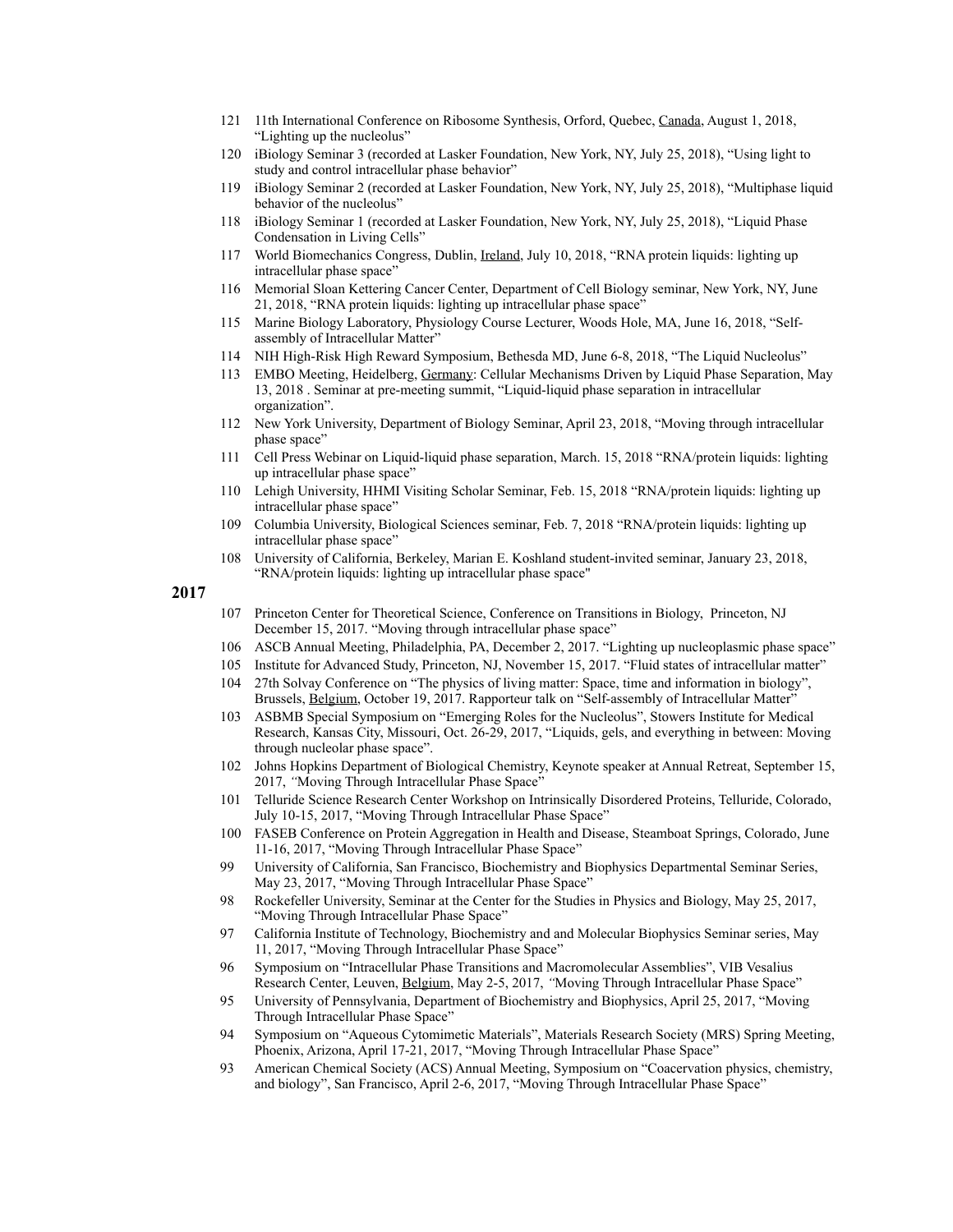121 11th International Conference on Ribosome Synthesis, Orford, Quebec, Canada, August 1, 2018, "Lighting up the nucleolus"

120 iBiology Seminar 3 (recorded at Lasker Foundation, New York, NY, July 25, 2018), "Using light to study and control intracellular phase behavior"

119 iBiology Seminar 2 (recorded at Lasker Foundation, New York, NY, July 25, 2018), "Multiphase liquid behavior of the nucleolus"

118 iBiology Seminar 1 (recorded at Lasker Foundation, New York, NY, July 25, 2018), "Liquid Phase Condensation in Living Cells"

117 World Biomechanics Congress, Dublin, Ireland, July 10, 2018, "RNA protein liquids: lighting up intracellular phase space"

116 Memorial Sloan Kettering Cancer Center, Department of Cell Biology seminar, New York, NY, June 21, 2018, "RNA protein liquids: lighting up intracellular phase space"

115 Marine Biology Laboratory, Physiology Course Lecturer, Woods Hole, MA, June 16, 2018, "Self-assembly of Intracellular Matter"

114 NIH High-Risk High Reward Symposium, Bethesda MD, June 6-8, 2018, "The Liquid Nucleolus"

113 EMBO Meeting, Heidelberg, Germany: Cellular Mechanisms Driven by Liquid Phase Separation, May 13, 2018 . Seminar at pre-meeting summit, "Liquid-liquid phase separation in intracellular organization".

112 New York University, Department of Biology Seminar, April 23, 2018, "Moving through intracellular phase space"

111 Cell Press Webinar on Liquid-liquid phase separation, March. 15, 2018 "RNA/protein liquids: lighting up intracellular phase space"

110 Lehigh University, HHMI Visiting Scholar Seminar, Feb. 15, 2018 "RNA/protein liquids: lighting up intracellular phase space"

109 Columbia University, Biological Sciences seminar, Feb. 7, 2018 "RNA/protein liquids: lighting up intracellular phase space"

108 University of California, Berkeley, Marian E. Koshland student-invited seminar, January 23, 2018, "RNA/protein liquids: lighting up intracellular phase space"

**2017**

107 Princeton Center for Theoretical Science, Conference on Transitions in Biology, Princeton, NJ December 15, 2017. "Moving through intracellular phase space"

106 ASCB Annual Meeting, Philadelphia, PA, December 2, 2017. "Lighting up nucleoplasmic phase space"

105 Institute for Advanced Study, Princeton, NJ, November 15, 2017. "Fluid states of intracellular matter"

104 27th Solvay Conference on "The physics of living matter: Space, time and information in biology", Brussels, Belgium, October 19, 2017. Rapporteur talk on "Self-assembly of Intracellular Matter"

103 ASBMB Special Symposium on "Emerging Roles for the Nucleolus", Stowers Institute for Medical Research, Kansas City, Missouri, Oct. 26-29, 2017, "Liquids, gels, and everything in between: Moving through nucleolar phase space".

102 Johns Hopkins Department of Biological Chemistry, Keynote speaker at Annual Retreat, September 15, 2017, *"*Moving Through Intracellular Phase Space"

101 Telluride Science Research Center Workshop on Intrinsically Disordered Proteins, Telluride, Colorado, July 10-15, 2017, "Moving Through Intracellular Phase Space"

100 FASEB Conference on Protein Aggregation in Health and Disease, Steamboat Springs, Colorado, June 11-16, 2017, "Moving Through Intracellular Phase Space"

99 University of California, San Francisco, Biochemistry and Biophysics Departmental Seminar Series, May 23, 2017, "Moving Through Intracellular Phase Space"

98 Rockefeller University, Seminar at the Center for the Studies in Physics and Biology, May 25, 2017, "Moving Through Intracellular Phase Space"

97 California Institute of Technology, Biochemistry and and Molecular Biophysics Seminar series, May 11, 2017, "Moving Through Intracellular Phase Space"

96 Symposium on "Intracellular Phase Transitions and Macromolecular Assemblies", VIB Vesalius Research Center, Leuven, Belgium, May 2-5, 2017, *"*Moving Through Intracellular Phase Space"

95 University of Pennsylvania, Department of Biochemistry and Biophysics, April 25, 2017, "Moving Through Intracellular Phase Space"

94 Symposium on "Aqueous Cytomimetic Materials", Materials Research Society (MRS) Spring Meeting, Phoenix, Arizona, April 17-21, 2017, "Moving Through Intracellular Phase Space"

93 American Chemical Society (ACS) Annual Meeting, Symposium on "Coacervation physics, chemistry, and biology", San Francisco, April 2-6, 2017, "Moving Through Intracellular Phase Space"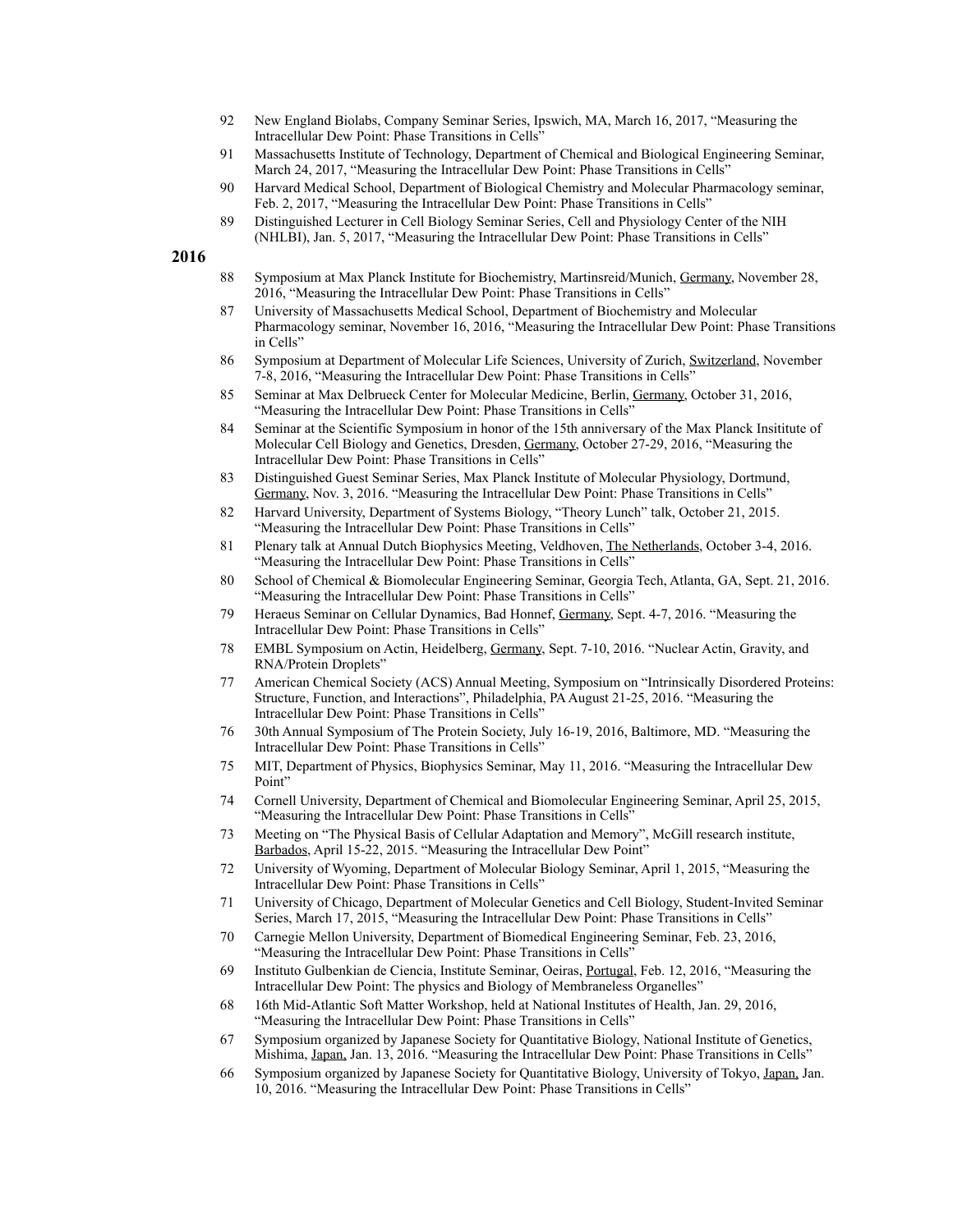92 New England Biolabs, Company Seminar Series, Ipswich, MA, March 16, 2017, "Measuring the Intracellular Dew Point: Phase Transitions in Cells"

91 Massachusetts Institute of Technology, Department of Chemical and Biological Engineering Seminar, March 24, 2017, "Measuring the Intracellular Dew Point: Phase Transitions in Cells"

90 Harvard Medical School, Department of Biological Chemistry and Molecular Pharmacology seminar, Feb. 2, 2017, "Measuring the Intracellular Dew Point: Phase Transitions in Cells"

89 Distinguished Lecturer in Cell Biology Seminar Series, Cell and Physiology Center of the NIH (NHLBI), Jan. 5, 2017, "Measuring the Intracellular Dew Point: Phase Transitions in Cells"

**2016**

88 Symposium at Max Planck Institute for Biochemistry, Martinsreid/Munich, Germany, November 28, 2016, "Measuring the Intracellular Dew Point: Phase Transitions in Cells"

87 University of Massachusetts Medical School, Department of Biochemistry and Molecular Pharmacology seminar, November 16, 2016, "Measuring the Intracellular Dew Point: Phase Transitions in Cells"

86 Symposium at Department of Molecular Life Sciences, University of Zurich, Switzerland, November 7-8, 2016, "Measuring the Intracellular Dew Point: Phase Transitions in Cells"

85 Seminar at Max Delbrueck Center for Molecular Medicine, Berlin, Germany, October 31, 2016, "Measuring the Intracellular Dew Point: Phase Transitions in Cells"

84 Seminar at the Scientific Symposium in honor of the 15th anniversary of the Max Planck Insititute of Molecular Cell Biology and Genetics, Dresden, Germany, October 27-29, 2016, "Measuring the Intracellular Dew Point: Phase Transitions in Cells"

83 Distinguished Guest Seminar Series, Max Planck Institute of Molecular Physiology, Dortmund, Germany, Nov. 3, 2016. "Measuring the Intracellular Dew Point: Phase Transitions in Cells"

82 Harvard University, Department of Systems Biology, "Theory Lunch" talk, October 21, 2015. "Measuring the Intracellular Dew Point: Phase Transitions in Cells"

81 Plenary talk at Annual Dutch Biophysics Meeting, Veldhoven, The Netherlands, October 3-4, 2016. "Measuring the Intracellular Dew Point: Phase Transitions in Cells"

80 School of Chemical & Biomolecular Engineering Seminar, Georgia Tech, Atlanta, GA, Sept. 21, 2016. "Measuring the Intracellular Dew Point: Phase Transitions in Cells"

79 Heraeus Seminar on Cellular Dynamics, Bad Honnef, Germany, Sept. 4-7, 2016. "Measuring the Intracellular Dew Point: Phase Transitions in Cells"

78 EMBL Symposium on Actin, Heidelberg, Germany, Sept. 7-10, 2016. "Nuclear Actin, Gravity, and RNA/Protein Droplets"

77 American Chemical Society (ACS) Annual Meeting, Symposium on "Intrinsically Disordered Proteins: Structure, Function, and Interactions", Philadelphia, PA August 21-25, 2016. "Measuring the Intracellular Dew Point: Phase Transitions in Cells"

76 30th Annual Symposium of The Protein Society, July 16-19, 2016, Baltimore, MD. "Measuring the Intracellular Dew Point: Phase Transitions in Cells"

75 MIT, Department of Physics, Biophysics Seminar, May 11, 2016. "Measuring the Intracellular Dew Point"

74 Cornell University, Department of Chemical and Biomolecular Engineering Seminar, April 25, 2015, "Measuring the Intracellular Dew Point: Phase Transitions in Cells"

73 Meeting on "The Physical Basis of Cellular Adaptation and Memory", McGill research institute, Barbados, April 15-22, 2015. "Measuring the Intracellular Dew Point"

72 University of Wyoming, Department of Molecular Biology Seminar, April 1, 2015, "Measuring the Intracellular Dew Point: Phase Transitions in Cells"

71 University of Chicago, Department of Molecular Genetics and Cell Biology, Student-Invited Seminar Series, March 17, 2015, "Measuring the Intracellular Dew Point: Phase Transitions in Cells"

70 Carnegie Mellon University, Department of Biomedical Engineering Seminar, Feb. 23, 2016, "Measuring the Intracellular Dew Point: Phase Transitions in Cells"

69 Instituto Gulbenkian de Ciencia, Institute Seminar, Oeiras, Portugal, Feb. 12, 2016, "Measuring the Intracellular Dew Point: The physics and Biology of Membraneless Organelles"

68 16th Mid-Atlantic Soft Matter Workshop, held at National Institutes of Health, Jan. 29, 2016, "Measuring the Intracellular Dew Point: Phase Transitions in Cells"

67 Symposium organized by Japanese Society for Quantitative Biology, National Institute of Genetics, Mishima, Japan, Jan. 13, 2016. "Measuring the Intracellular Dew Point: Phase Transitions in Cells"

66 Symposium organized by Japanese Society for Quantitative Biology, University of Tokyo, Japan, Jan. 10, 2016. "Measuring the Intracellular Dew Point: Phase Transitions in Cells"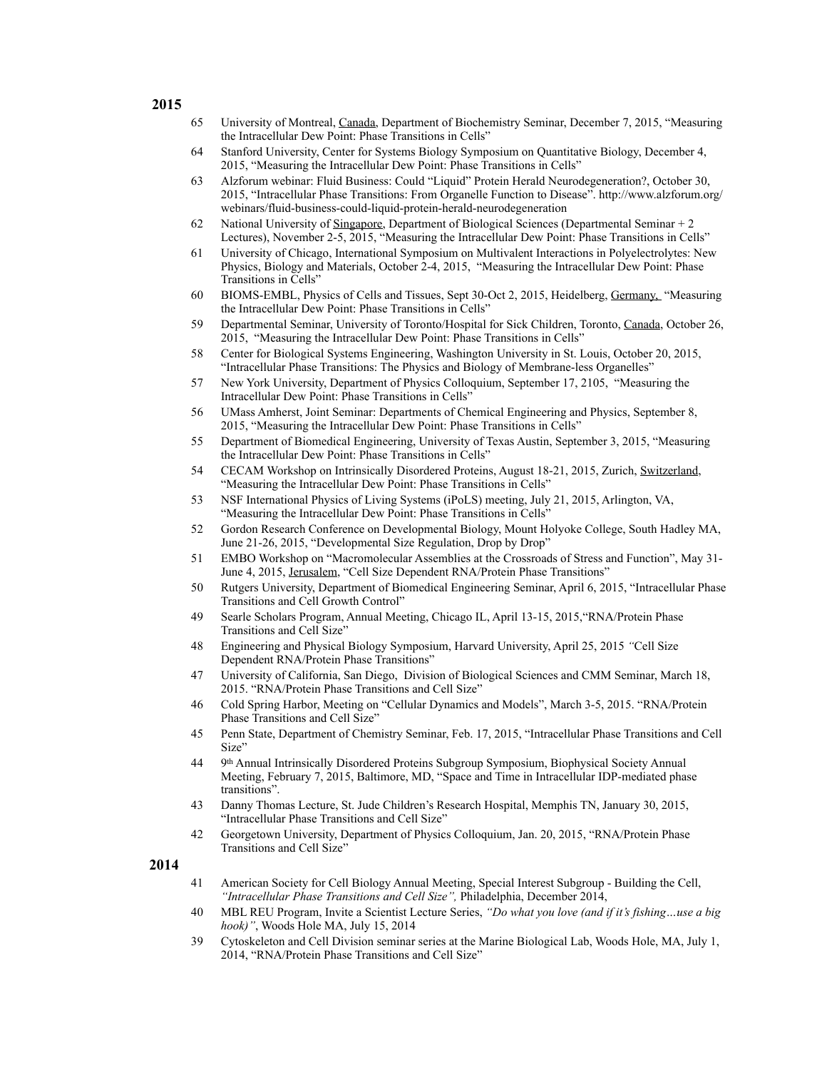## 2015

65 University of Montreal, Canada, Department of Biochemistry Seminar, December 7, 2015, "Measuring the Intracellular Dew Point: Phase Transitions in Cells"

64 Stanford University, Center for Systems Biology Symposium on Quantitative Biology, December 4, 2015, "Measuring the Intracellular Dew Point: Phase Transitions in Cells"

63 Alzforum webinar: Fluid Business: Could "Liquid" Protein Herald Neurodegeneration?, October 30, 2015, "Intracellular Phase Transitions: From Organelle Function to Disease". http://www.alzforum.org/webinars/fluid-business-could-liquid-protein-herald-neurodegeneration

62 National University of Singapore, Department of Biological Sciences (Departmental Seminar + 2 Lectures), November 2-5, 2015, "Measuring the Intracellular Dew Point: Phase Transitions in Cells"

61 University of Chicago, International Symposium on Multivalent Interactions in Polyelectrolytes: New Physics, Biology and Materials, October 2-4, 2015, "Measuring the Intracellular Dew Point: Phase Transitions in Cells"

60 BIOMS-EMBL, Physics of Cells and Tissues, Sept 30-Oct 2, 2015, Heidelberg, Germany, "Measuring the Intracellular Dew Point: Phase Transitions in Cells"

59 Departmental Seminar, University of Toronto/Hospital for Sick Children, Toronto, Canada, October 26, 2015, "Measuring the Intracellular Dew Point: Phase Transitions in Cells"

58 Center for Biological Systems Engineering, Washington University in St. Louis, October 20, 2015, "Intracellular Phase Transitions: The Physics and Biology of Membrane-less Organelles"

57 New York University, Department of Physics Colloquium, September 17, 2105, "Measuring the Intracellular Dew Point: Phase Transitions in Cells"

56 UMass Amherst, Joint Seminar: Departments of Chemical Engineering and Physics, September 8, 2015, "Measuring the Intracellular Dew Point: Phase Transitions in Cells"

55 Department of Biomedical Engineering, University of Texas Austin, September 3, 2015, "Measuring the Intracellular Dew Point: Phase Transitions in Cells"

54 CECAM Workshop on Intrinsically Disordered Proteins, August 18-21, 2015, Zurich, Switzerland, "Measuring the Intracellular Dew Point: Phase Transitions in Cells"

53 NSF International Physics of Living Systems (iPoLS) meeting, July 21, 2015, Arlington, VA, "Measuring the Intracellular Dew Point: Phase Transitions in Cells"

52 Gordon Research Conference on Developmental Biology, Mount Holyoke College, South Hadley MA, June 21-26, 2015, "Developmental Size Regulation, Drop by Drop"

51 EMBO Workshop on "Macromolecular Assemblies at the Crossroads of Stress and Function", May 31-June 4, 2015, Jerusalem, "Cell Size Dependent RNA/Protein Phase Transitions"

50 Rutgers University, Department of Biomedical Engineering Seminar, April 6, 2015, "Intracellular Phase Transitions and Cell Growth Control"

49 Searle Scholars Program, Annual Meeting, Chicago IL, April 13-15, 2015,"RNA/Protein Phase Transitions and Cell Size"

48 Engineering and Physical Biology Symposium, Harvard University, April 25, 2015 *"*Cell Size Dependent RNA/Protein Phase Transitions"

47 University of California, San Diego, Division of Biological Sciences and CMM Seminar, March 18, 2015. "RNA/Protein Phase Transitions and Cell Size"

46 Cold Spring Harbor, Meeting on "Cellular Dynamics and Models", March 3-5, 2015. "RNA/Protein Phase Transitions and Cell Size"

45 Penn State, Department of Chemistry Seminar, Feb. 17, 2015, "Intracellular Phase Transitions and Cell Size"

44 9th Annual Intrinsically Disordered Proteins Subgroup Symposium, Biophysical Society Annual Meeting, February 7, 2015, Baltimore, MD, "Space and Time in Intracellular IDP-mediated phase transitions".

43 Danny Thomas Lecture, St. Jude Children's Research Hospital, Memphis TN, January 30, 2015, "Intracellular Phase Transitions and Cell Size"

42 Georgetown University, Department of Physics Colloquium, Jan. 20, 2015, "RNA/Protein Phase Transitions and Cell Size"

## 2014

41 American Society for Cell Biology Annual Meeting, Special Interest Subgroup - Building the Cell, *"Intracellular Phase Transitions and Cell Size",* Philadelphia, December 2014,

40 MBL REU Program, Invite a Scientist Lecture Series, *"Do what you love (and if it's fishing…use a big hook)"*, Woods Hole MA, July 15, 2014

39 Cytoskeleton and Cell Division seminar series at the Marine Biological Lab, Woods Hole, MA, July 1, 2014, "RNA/Protein Phase Transitions and Cell Size"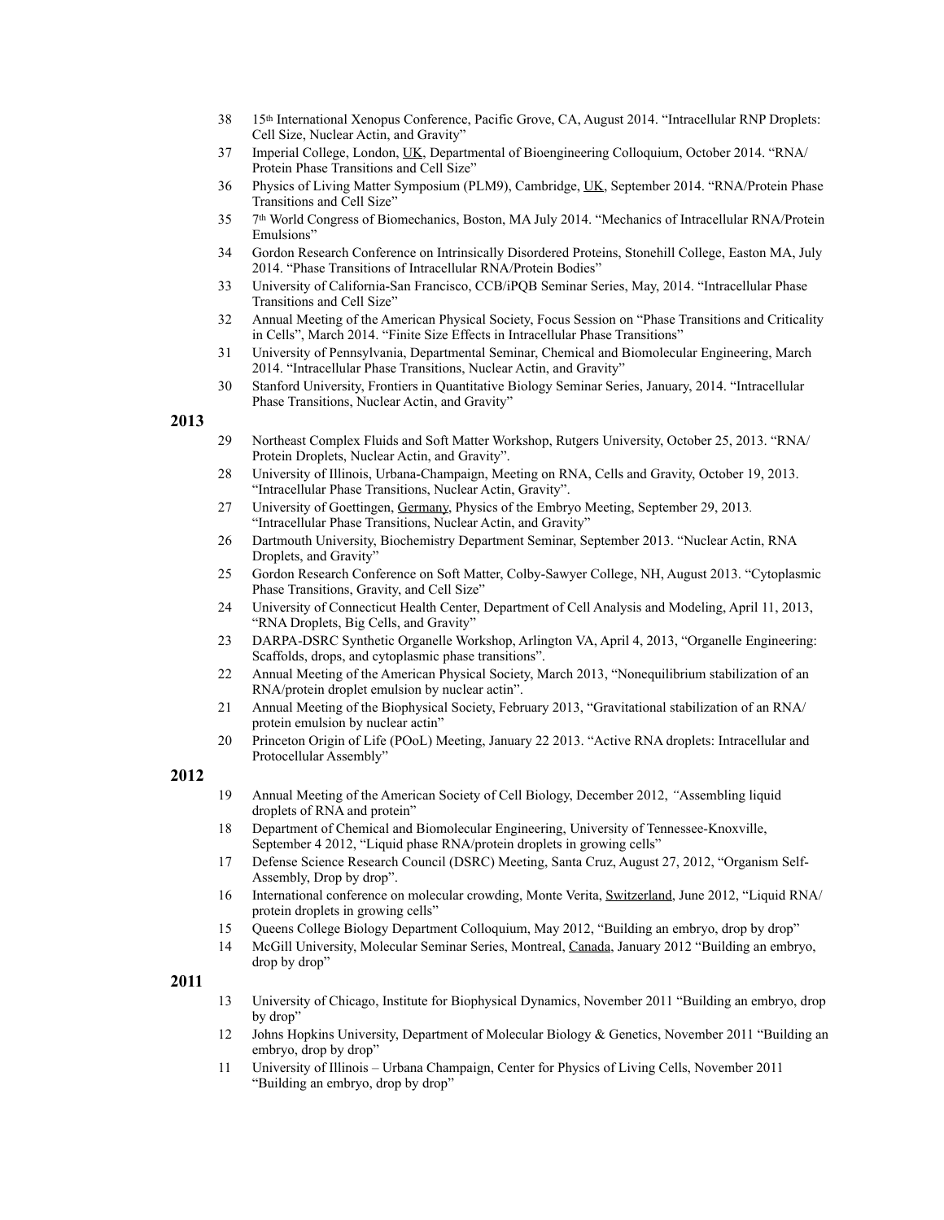38 15th International Xenopus Conference, Pacific Grove, CA, August 2014. "Intracellular RNP Droplets: Cell Size, Nuclear Actin, and Gravity"

37 Imperial College, London, UK, Departmental of Bioengineering Colloquium, October 2014. "RNA/ Protein Phase Transitions and Cell Size"

36 Physics of Living Matter Symposium (PLM9), Cambridge, UK, September 2014. "RNA/Protein Phase Transitions and Cell Size"

35 7th World Congress of Biomechanics, Boston, MA July 2014. "Mechanics of Intracellular RNA/Protein Emulsions"

34 Gordon Research Conference on Intrinsically Disordered Proteins, Stonehill College, Easton MA, July 2014. "Phase Transitions of Intracellular RNA/Protein Bodies"

33 University of California-San Francisco, CCB/iPQB Seminar Series, May, 2014. "Intracellular Phase Transitions and Cell Size"

32 Annual Meeting of the American Physical Society, Focus Session on "Phase Transitions and Criticality in Cells", March 2014. "Finite Size Effects in Intracellular Phase Transitions"

31 University of Pennsylvania, Departmental Seminar, Chemical and Biomolecular Engineering, March 2014. "Intracellular Phase Transitions, Nuclear Actin, and Gravity"

30 Stanford University, Frontiers in Quantitative Biology Seminar Series, January, 2014. "Intracellular Phase Transitions, Nuclear Actin, and Gravity"

**2013**

29 Northeast Complex Fluids and Soft Matter Workshop, Rutgers University, October 25, 2013. "RNA/ Protein Droplets, Nuclear Actin, and Gravity".

28 University of Illinois, Urbana-Champaign, Meeting on RNA, Cells and Gravity, October 19, 2013. "Intracellular Phase Transitions, Nuclear Actin, Gravity".

27 University of Goettingen, Germany, Physics of the Embryo Meeting, September 29, 2013. "Intracellular Phase Transitions, Nuclear Actin, and Gravity"

26 Dartmouth University, Biochemistry Department Seminar, September 2013. "Nuclear Actin, RNA Droplets, and Gravity"

25 Gordon Research Conference on Soft Matter, Colby-Sawyer College, NH, August 2013. "Cytoplasmic Phase Transitions, Gravity, and Cell Size"

24 University of Connecticut Health Center, Department of Cell Analysis and Modeling, April 11, 2013, "RNA Droplets, Big Cells, and Gravity"

23 DARPA-DSRC Synthetic Organelle Workshop, Arlington VA, April 4, 2013, "Organelle Engineering: Scaffolds, drops, and cytoplasmic phase transitions".

22 Annual Meeting of the American Physical Society, March 2013, "Nonequilibrium stabilization of an RNA/protein droplet emulsion by nuclear actin".

21 Annual Meeting of the Biophysical Society, February 2013, "Gravitational stabilization of an RNA/ protein emulsion by nuclear actin"

20 Princeton Origin of Life (POoL) Meeting, January 22 2013. "Active RNA droplets: Intracellular and Protocellular Assembly"

**2012**

19 Annual Meeting of the American Society of Cell Biology, December 2012, "Assembling liquid droplets of RNA and protein"

18 Department of Chemical and Biomolecular Engineering, University of Tennessee-Knoxville, September 4 2012, "Liquid phase RNA/protein droplets in growing cells"

17 Defense Science Research Council (DSRC) Meeting, Santa Cruz, August 27, 2012, "Organism Self-Assembly, Drop by drop".

16 International conference on molecular crowding, Monte Verita, Switzerland, June 2012, "Liquid RNA/ protein droplets in growing cells"

15 Queens College Biology Department Colloquium, May 2012, "Building an embryo, drop by drop"

14 McGill University, Molecular Seminar Series, Montreal, Canada, January 2012 "Building an embryo, drop by drop"

**2011**

13 University of Chicago, Institute for Biophysical Dynamics, November 2011 "Building an embryo, drop by drop"

12 Johns Hopkins University, Department of Molecular Biology & Genetics, November 2011 "Building an embryo, drop by drop"

11 University of Illinois – Urbana Champaign, Center for Physics of Living Cells, November 2011 "Building an embryo, drop by drop"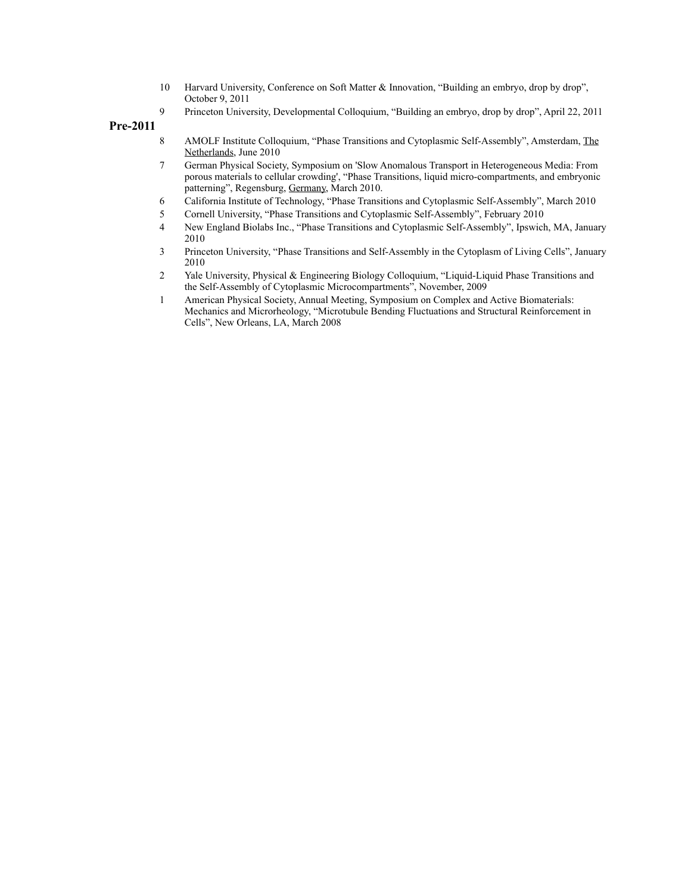10 Harvard University, Conference on Soft Matter & Innovation, "Building an embryo, drop by drop", October 9, 2011

9 Princeton University, Developmental Colloquium, "Building an embryo, drop by drop", April 22, 2011

**Pre-2011**

8 AMOLF Institute Colloquium, "Phase Transitions and Cytoplasmic Self-Assembly", Amsterdam, The Netherlands, June 2010

7 German Physical Society, Symposium on 'Slow Anomalous Transport in Heterogeneous Media: From porous materials to cellular crowding', "Phase Transitions, liquid micro-compartments, and embryonic patterning", Regensburg, Germany, March 2010.

6 California Institute of Technology, "Phase Transitions and Cytoplasmic Self-Assembly", March 2010

5 Cornell University, "Phase Transitions and Cytoplasmic Self-Assembly", February 2010

4 New England Biolabs Inc., "Phase Transitions and Cytoplasmic Self-Assembly", Ipswich, MA, January 2010

3 Princeton University, "Phase Transitions and Self-Assembly in the Cytoplasm of Living Cells", January 2010

2 Yale University, Physical & Engineering Biology Colloquium, "Liquid-Liquid Phase Transitions and the Self-Assembly of Cytoplasmic Microcompartments", November, 2009

1 American Physical Society, Annual Meeting, Symposium on Complex and Active Biomaterials: Mechanics and Microrheology, "Microtubule Bending Fluctuations and Structural Reinforcement in Cells", New Orleans, LA, March 2008